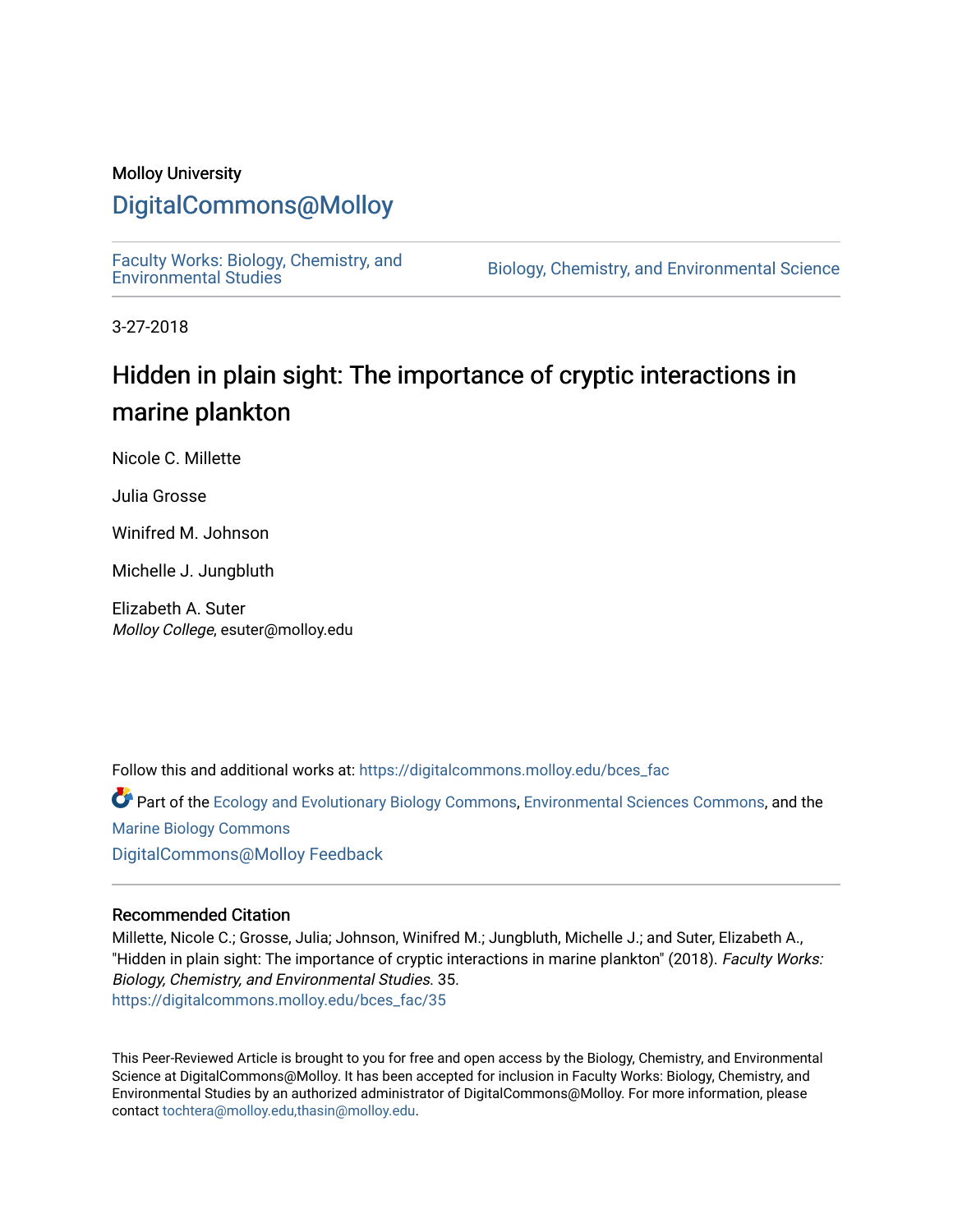Molloy University

# DigitalCommons@Molloy

Faculty Works: Biology, Chemistry, and Environmental Studies

Biology, Chemistry, and Environmental Science

3-27-2018

# Hidden in plain sight: The importance of cryptic interactions in marine plankton

Nicole C. Millette

Julia Grosse

Winifred M. Johnson

Michelle J. Jungbluth

Elizabeth A. Suter
*Molloy College*, esuter@molloy.edu

Follow this and additional works at: https://digitalcommons.molloy.edu/bces_fac

Part of the Ecology and Evolutionary Biology Commons, Environmental Sciences Commons, and the Marine Biology Commons

DigitalCommons@Molloy Feedback

## Recommended Citation

Millette, Nicole C.; Grosse, Julia; Johnson, Winifred M.; Jungbluth, Michelle J.; and Suter, Elizabeth A., "Hidden in plain sight: The importance of cryptic interactions in marine plankton" (2018). *Faculty Works: Biology, Chemistry, and Environmental Studies*. 35.
https://digitalcommons.molloy.edu/bces_fac/35

This Peer-Reviewed Article is brought to you for free and open access by the Biology, Chemistry, and Environmental Science at DigitalCommons@Molloy. It has been accepted for inclusion in Faculty Works: Biology, Chemistry, and Environmental Studies by an authorized administrator of DigitalCommons@Molloy. For more information, please contact tochtera@molloy.edu,thasin@molloy.edu.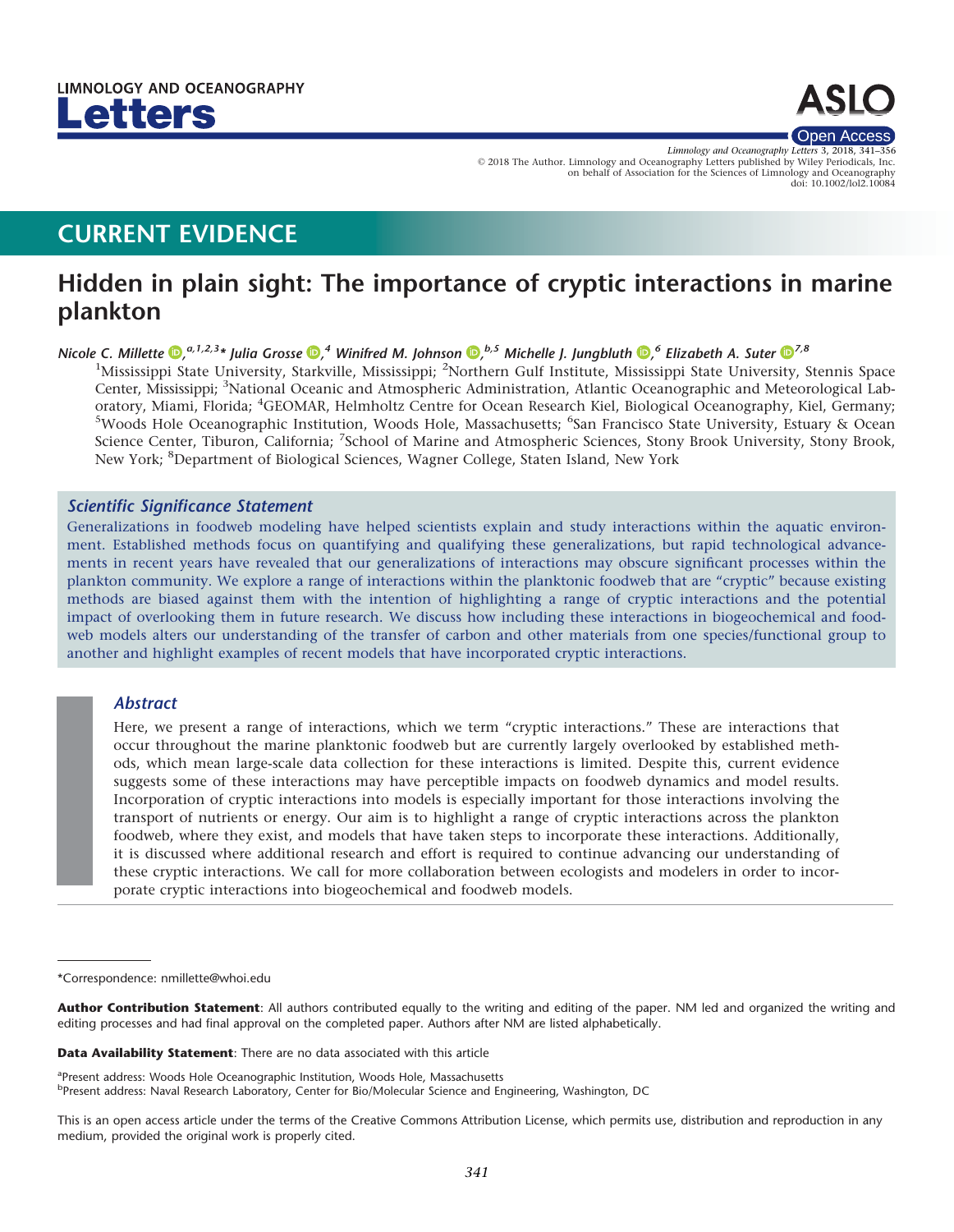CURRENT EVIDENCE

# Hidden in plain sight: The importance of cryptic interactions in marine plankton

*Nicole C. Millette*,[a,1,2,3]* *Julia Grosse*,[4] *Winifred M. Johnson*,[b,5] *Michelle J. Jungbluth*,[6] *Elizabeth A. Suter*[7,8]

[1]Mississippi State University, Starkville, Mississippi; [2]Northern Gulf Institute, Mississippi State University, Stennis Space Center, Mississippi; [3]National Oceanic and Atmospheric Administration, Atlantic Oceanographic and Meteorological Laboratory, Miami, Florida; [4]GEOMAR, Helmholtz Centre for Ocean Research Kiel, Biological Oceanography, Kiel, Germany; [5]Woods Hole Oceanographic Institution, Woods Hole, Massachusetts; [6]San Francisco State University, Estuary & Ocean Science Center, Tiburon, California; [7]School of Marine and Atmospheric Sciences, Stony Brook University, Stony Brook, New York; [8]Department of Biological Sciences, Wagner College, Staten Island, New York

## Scientific Significance Statement

Generalizations in foodweb modeling have helped scientists explain and study interactions within the aquatic environment. Established methods focus on quantifying and qualifying these generalizations, but rapid technological advancements in recent years have revealed that our generalizations of interactions may obscure significant processes within the plankton community. We explore a range of interactions within the planktonic foodweb that are "cryptic" because existing methods are biased against them with the intention of highlighting a range of cryptic interactions and the potential impact of overlooking them in future research. We discuss how including these interactions in biogeochemical and foodweb models alters our understanding of the transfer of carbon and other materials from one species/functional group to another and highlight examples of recent models that have incorporated cryptic interactions.

## Abstract

Here, we present a range of interactions, which we term "cryptic interactions." These are interactions that occur throughout the marine planktonic foodweb but are currently largely overlooked by established methods, which mean large-scale data collection for these interactions is limited. Despite this, current evidence suggests some of these interactions may have perceptible impacts on foodweb dynamics and model results. Incorporation of cryptic interactions into models is especially important for those interactions involving the transport of nutrients or energy. Our aim is to highlight a range of cryptic interactions across the plankton foodweb, where they exist, and models that have taken steps to incorporate these interactions. Additionally, it is discussed where additional research and effort is required to continue advancing our understanding of these cryptic interactions. We call for more collaboration between ecologists and modelers in order to incorporate cryptic interactions into biogeochemical and foodweb models.

*Correspondence: nmillette@whoi.edu

**Author Contribution Statement**: All authors contributed equally to the writing and editing of the paper. NM led and organized the writing and editing processes and had final approval on the completed paper. Authors after NM are listed alphabetically.

**Data Availability Statement**: There are no data associated with this article

[a]Present address: Woods Hole Oceanographic Institution, Woods Hole, Massachusetts
[b]Present address: Naval Research Laboratory, Center for Bio/Molecular Science and Engineering, Washington, DC

This is an open access article under the terms of the Creative Commons Attribution License, which permits use, distribution and reproduction in any medium, provided the original work is properly cited.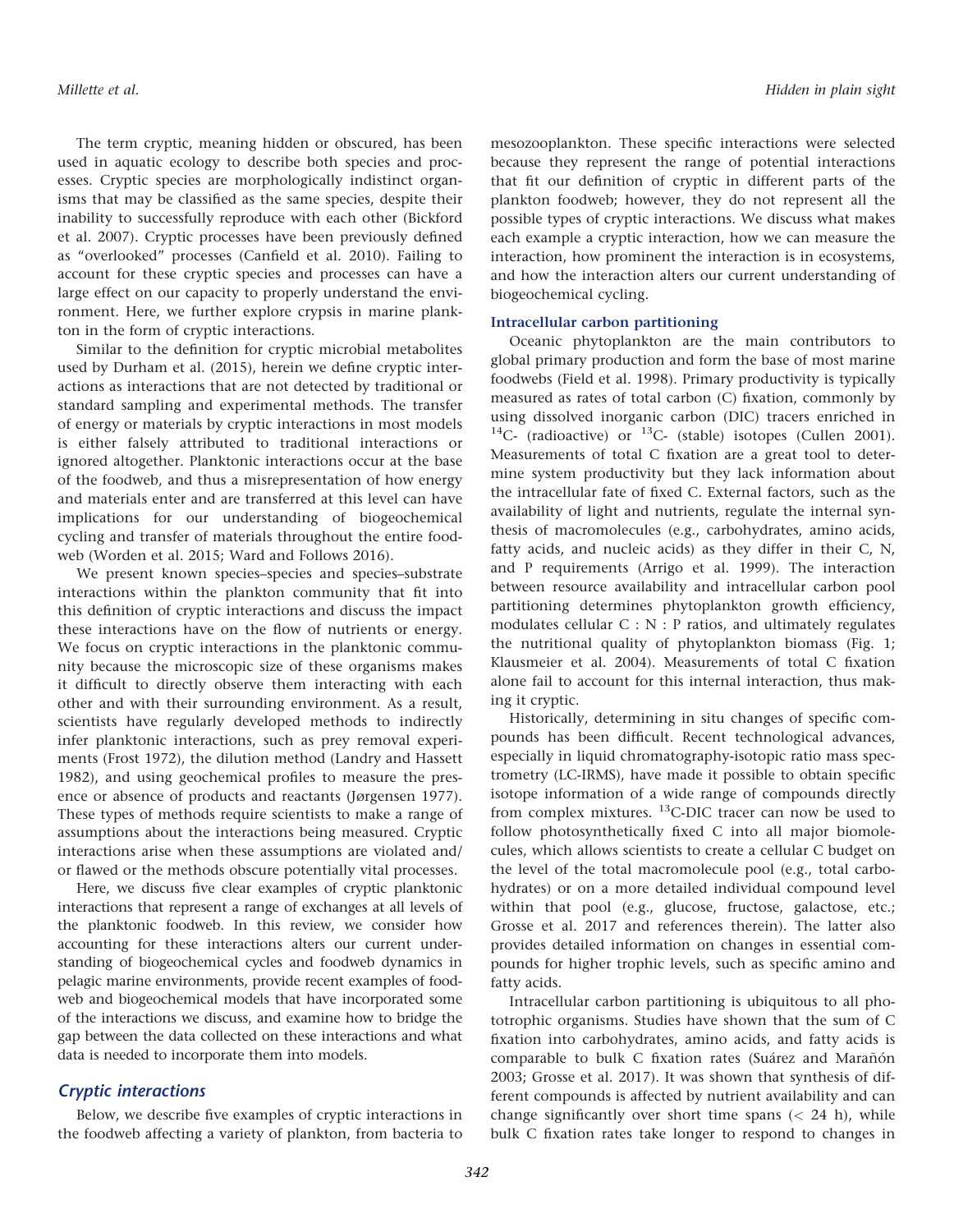The term cryptic, meaning hidden or obscured, has been used in aquatic ecology to describe both species and processes. Cryptic species are morphologically indistinct organisms that may be classified as the same species, despite their inability to successfully reproduce with each other (Bickford et al. 2007). Cryptic processes have been previously defined as "overlooked" processes (Canfield et al. 2010). Failing to account for these cryptic species and processes can have a large effect on our capacity to properly understand the environment. Here, we further explore crypsis in marine plankton in the form of cryptic interactions.

Similar to the definition for cryptic microbial metabolites used by Durham et al. (2015), herein we define cryptic interactions as interactions that are not detected by traditional or standard sampling and experimental methods. The transfer of energy or materials by cryptic interactions in most models is either falsely attributed to traditional interactions or ignored altogether. Planktonic interactions occur at the base of the foodweb, and thus a misrepresentation of how energy and materials enter and are transferred at this level can have implications for our understanding of biogeochemical cycling and transfer of materials throughout the entire foodweb (Worden et al. 2015; Ward and Follows 2016).

We present known species–species and species–substrate interactions within the plankton community that fit into this definition of cryptic interactions and discuss the impact these interactions have on the flow of nutrients or energy. We focus on cryptic interactions in the planktonic community because the microscopic size of these organisms makes it difficult to directly observe them interacting with each other and with their surrounding environment. As a result, scientists have regularly developed methods to indirectly infer planktonic interactions, such as prey removal experiments (Frost 1972), the dilution method (Landry and Hassett 1982), and using geochemical profiles to measure the presence or absence of products and reactants (Jørgensen 1977). These types of methods require scientists to make a range of assumptions about the interactions being measured. Cryptic interactions arise when these assumptions are violated and/or flawed or the methods obscure potentially vital processes.

Here, we discuss five clear examples of cryptic planktonic interactions that represent a range of exchanges at all levels of the planktonic foodweb. In this review, we consider how accounting for these interactions alters our current understanding of biogeochemical cycles and foodweb dynamics in pelagic marine environments, provide recent examples of foodweb and biogeochemical models that have incorporated some of the interactions we discuss, and examine how to bridge the gap between the data collected on these interactions and what data is needed to incorporate them into models.

## *Cryptic interactions*

Below, we describe five examples of cryptic interactions in the foodweb affecting a variety of plankton, from bacteria to mesozooplankton. These specific interactions were selected because they represent the range of potential interactions that fit our definition of cryptic in different parts of the plankton foodweb; however, they do not represent all the possible types of cryptic interactions. We discuss what makes each example a cryptic interaction, how we can measure the interaction, how prominent the interaction is in ecosystems, and how the interaction alters our current understanding of biogeochemical cycling.

### Intracellular carbon partitioning

Oceanic phytoplankton are the main contributors to global primary production and form the base of most marine foodwebs (Field et al. 1998). Primary productivity is typically measured as rates of total carbon (C) fixation, commonly by using dissolved inorganic carbon (DIC) tracers enriched in $^{14}C$- (radioactive) or $^{13}C$- (stable) isotopes (Cullen 2001). Measurements of total C fixation are a great tool to determine system productivity but they lack information about the intracellular fate of fixed C. External factors, such as the availability of light and nutrients, regulate the internal synthesis of macromolecules (e.g., carbohydrates, amino acids, fatty acids, and nucleic acids) as they differ in their C, N, and P requirements (Arrigo et al. 1999). The interaction between resource availability and intracellular carbon pool partitioning determines phytoplankton growth efficiency, modulates cellular C : N : P ratios, and ultimately regulates the nutritional quality of phytoplankton biomass (Fig. 1; Klausmeier et al. 2004). Measurements of total C fixation alone fail to account for this internal interaction, thus making it cryptic.

Historically, determining in situ changes of specific compounds has been difficult. Recent technological advances, especially in liquid chromatography-isotopic ratio mass spectrometry (LC-IRMS), have made it possible to obtain specific isotope information of a wide range of compounds directly from complex mixtures. $^{13}C$-DIC tracer can now be used to follow photosynthetically fixed C into all major biomolecules, which allows scientists to create a cellular C budget on the level of the total macromolecule pool (e.g., total carbohydrates) or on a more detailed individual compound level within that pool (e.g., glucose, fructose, galactose, etc.; Grosse et al. 2017 and references therein). The latter also provides detailed information on changes in essential compounds for higher trophic levels, such as specific amino and fatty acids.

Intracellular carbon partitioning is ubiquitous to all phototrophic organisms. Studies have shown that the sum of C fixation into carbohydrates, amino acids, and fatty acids is comparable to bulk C fixation rates (Suárez and Marañón 2003; Grosse et al. 2017). It was shown that synthesis of different compounds is affected by nutrient availability and can change significantly over short time spans (< 24 h), while bulk C fixation rates take longer to respond to changes in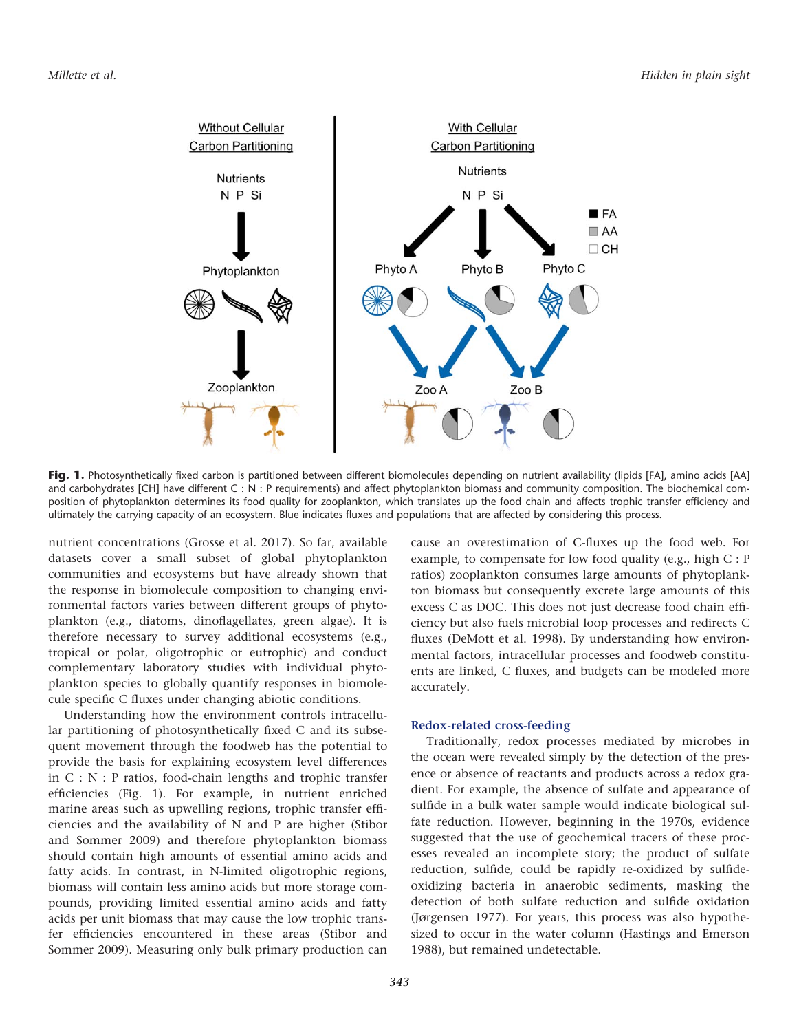Without Cellular Carbon Partitioning

Nutrients
N P Si

Phytoplankton

Zooplankton

With Cellular Carbon Partitioning

Nutrients
N P Si

FA
AA
CH

Phyto A
Phyto B
Phyto C

Zoo A
Zoo B

**Fig. 1.** Photosynthetically fixed carbon is partitioned between different biomolecules depending on nutrient availability (lipids [FA], amino acids [AA] and carbohydrates [CH] have different C : N : P requirements) and affect phytoplankton biomass and community composition. The biochemical composition of phytoplankton determines its food quality for zooplankton, which translates up the food chain and affects trophic transfer efficiency and ultimately the carrying capacity of an ecosystem. Blue indicates fluxes and populations that are affected by considering this process.

nutrient concentrations (Grosse et al. 2017). So far, available datasets cover a small subset of global phytoplankton communities and ecosystems but have already shown that the response in biomolecule composition to changing environmental factors varies between different groups of phytoplankton (e.g., diatoms, dinoflagellates, green algae). It is therefore necessary to survey additional ecosystems (e.g., tropical or polar, oligotrophic or eutrophic) and conduct complementary laboratory studies with individual phytoplankton species to globally quantify responses in biomolecule specific C fluxes under changing abiotic conditions.

Understanding how the environment controls intracellular partitioning of photosynthetically fixed C and its subsequent movement through the foodweb has the potential to provide the basis for explaining ecosystem level differences in C : N : P ratios, food-chain lengths and trophic transfer efficiencies (Fig. 1). For example, in nutrient enriched marine areas such as upwelling regions, trophic transfer efficiencies and the availability of N and P are higher (Stibor and Sommer 2009) and therefore phytoplankton biomass should contain high amounts of essential amino acids and fatty acids. In contrast, in N-limited oligotrophic regions, biomass will contain less amino acids but more storage compounds, providing limited essential amino acids and fatty acids per unit biomass that may cause the low trophic transfer efficiencies encountered in these areas (Stibor and Sommer 2009). Measuring only bulk primary production can cause an overestimation of C-fluxes up the food web. For example, to compensate for low food quality (e.g., high C : P ratios) zooplankton consumes large amounts of phytoplankton biomass but consequently excrete large amounts of this excess C as DOC. This does not just decrease food chain efficiency but also fuels microbial loop processes and redirects C fluxes (DeMott et al. 1998). By understanding how environmental factors, intracellular processes and foodweb constituents are linked, C fluxes, and budgets can be modeled more accurately.

## Redox-related cross-feeding

Traditionally, redox processes mediated by microbes in the ocean were revealed simply by the detection of the presence or absence of reactants and products across a redox gradient. For example, the absence of sulfate and appearance of sulfide in a bulk water sample would indicate biological sulfate reduction. However, beginning in the 1970s, evidence suggested that the use of geochemical tracers of these processes revealed an incomplete story; the product of sulfate reduction, sulfide, could be rapidly re-oxidized by sulfide-oxidizing bacteria in anaerobic sediments, masking the detection of both sulfate reduction and sulfide oxidation (Jørgensen 1977). For years, this process was also hypothesized to occur in the water column (Hastings and Emerson 1988), but remained undetectable.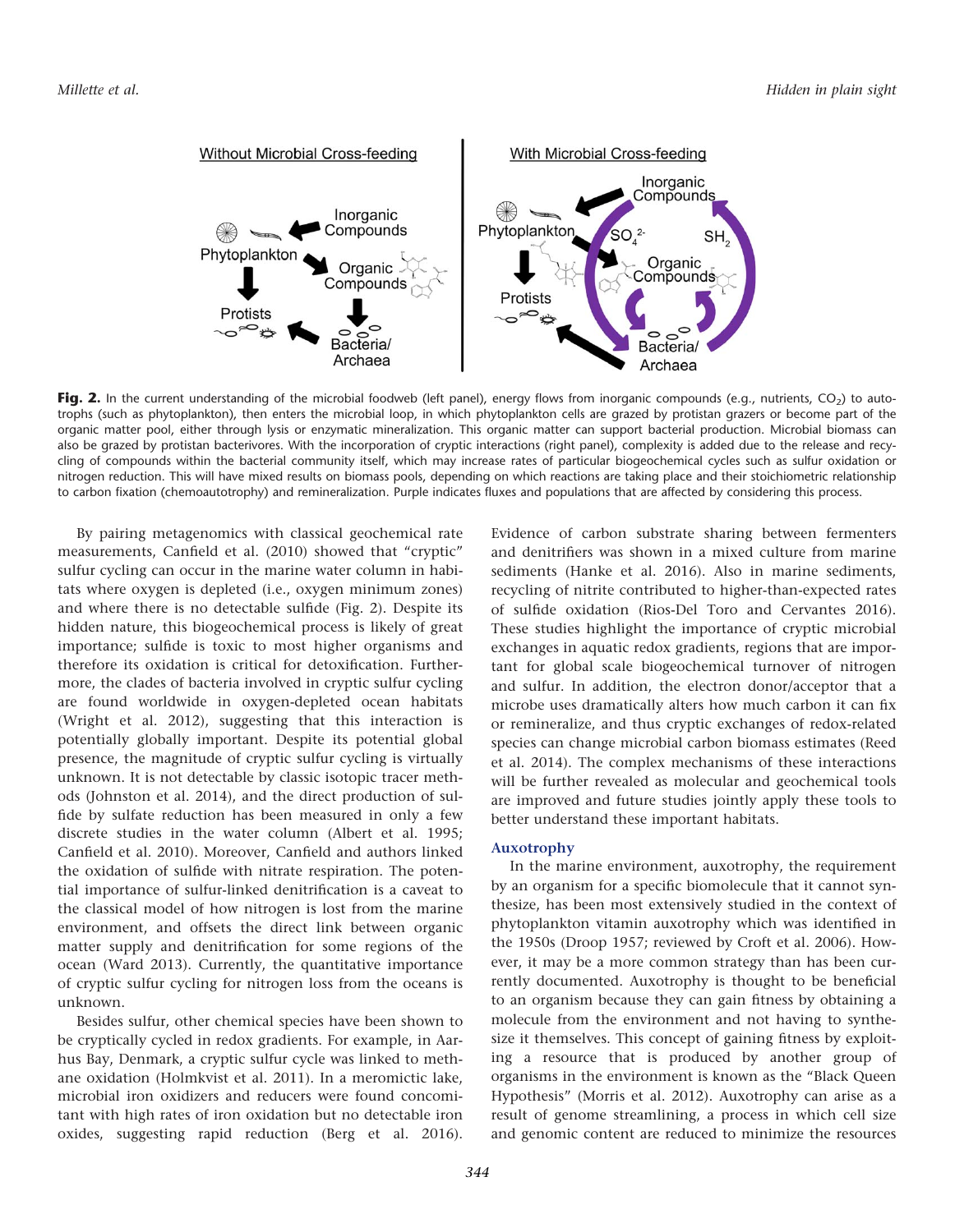Without Microbial Cross-feeding

Inorganic Compounds

Phytoplankton

Organic Compounds

Protists

Bacteria/ Archaea

With Microbial Cross-feeding

Inorganic Compounds

Phytoplankton

$SO_4^{2-}$

$SH_2$

Organic Compounds

Protists

Bacteria/ Archaea

**Fig. 2.** In the current understanding of the microbial foodweb (left panel), energy flows from inorganic compounds (e.g., nutrients, $CO_2$) to autotrophs (such as phytoplankton), then enters the microbial loop, in which phytoplankton cells are grazed by protistan grazers or become part of the organic matter pool, either through lysis or enzymatic mineralization. This organic matter can support bacterial production. Microbial biomass can also be grazed by protistan bacterivores. With the incorporation of cryptic interactions (right panel), complexity is added due to the release and recycling of compounds within the bacterial community itself, which may increase rates of particular biogeochemical cycles such as sulfur oxidation or nitrogen reduction. This will have mixed results on biomass pools, depending on which reactions are taking place and their stoichiometric relationship to carbon fixation (chemoautotrophy) and remineralization. Purple indicates fluxes and populations that are affected by considering this process.

By pairing metagenomics with classical geochemical rate measurements, Canfield et al. (2010) showed that "cryptic" sulfur cycling can occur in the marine water column in habitats where oxygen is depleted (i.e., oxygen minimum zones) and where there is no detectable sulfide (Fig. 2). Despite its hidden nature, this biogeochemical process is likely of great importance; sulfide is toxic to most higher organisms and therefore its oxidation is critical for detoxification. Furthermore, the clades of bacteria involved in cryptic sulfur cycling are found worldwide in oxygen-depleted ocean habitats (Wright et al. 2012), suggesting that this interaction is potentially globally important. Despite its potential global presence, the magnitude of cryptic sulfur cycling is virtually unknown. It is not detectable by classic isotopic tracer methods (Johnston et al. 2014), and the direct production of sulfide by sulfate reduction has been measured in only a few discrete studies in the water column (Albert et al. 1995; Canfield et al. 2010). Moreover, Canfield and authors linked the oxidation of sulfide with nitrate respiration. The potential importance of sulfur-linked denitrification is a caveat to the classical model of how nitrogen is lost from the marine environment, and offsets the direct link between organic matter supply and denitrification for some regions of the ocean (Ward 2013). Currently, the quantitative importance of cryptic sulfur cycling for nitrogen loss from the oceans is unknown.

Besides sulfur, other chemical species have been shown to be cryptically cycled in redox gradients. For example, in Aarhus Bay, Denmark, a cryptic sulfur cycle was linked to methane oxidation (Holmkvist et al. 2011). In a meromictic lake, microbial iron oxidizers and reducers were found concomitant with high rates of iron oxidation but no detectable iron oxides, suggesting rapid reduction (Berg et al. 2016). Evidence of carbon substrate sharing between fermenters and denitrifiers was shown in a mixed culture from marine sediments (Hanke et al. 2016). Also in marine sediments, recycling of nitrite contributed to higher-than-expected rates of sulfide oxidation (Rios-Del Toro and Cervantes 2016). These studies highlight the importance of cryptic microbial exchanges in aquatic redox gradients, regions that are important for global scale biogeochemical turnover of nitrogen and sulfur. In addition, the electron donor/acceptor that a microbe uses dramatically alters how much carbon it can fix or remineralize, and thus cryptic exchanges of redox-related species can change microbial carbon biomass estimates (Reed et al. 2014). The complex mechanisms of these interactions will be further revealed as molecular and geochemical tools are improved and future studies jointly apply these tools to better understand these important habitats.

### Auxotrophy

In the marine environment, auxotrophy, the requirement by an organism for a specific biomolecule that it cannot synthesize, has been most extensively studied in the context of phytoplankton vitamin auxotrophy which was identified in the 1950s (Droop 1957; reviewed by Croft et al. 2006). However, it may be a more common strategy than has been currently documented. Auxotrophy is thought to be beneficial to an organism because they can gain fitness by obtaining a molecule from the environment and not having to synthesize it themselves. This concept of gaining fitness by exploiting a resource that is produced by another group of organisms in the environment is known as the "Black Queen Hypothesis" (Morris et al. 2012). Auxotrophy can arise as a result of genome streamlining, a process in which cell size and genomic content are reduced to minimize the resources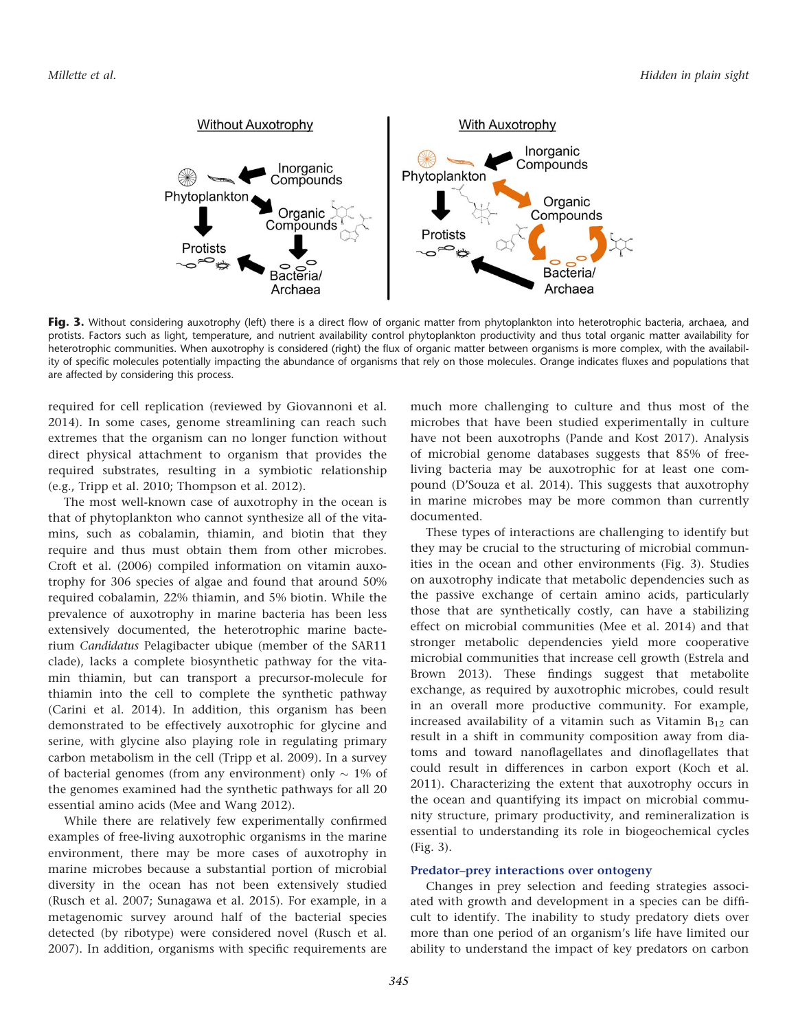Without Auxotrophy

Inorganic Compounds

Phytoplankton

Organic Compounds

Protists

Bacteria/ Archaea

With Auxotrophy

Inorganic Compounds

Phytoplankton

Organic Compounds

Protists

Bacteria/ Archaea

**Fig. 3.** Without considering auxotrophy (left) there is a direct flow of organic matter from phytoplankton into heterotrophic bacteria, archaea, and protists. Factors such as light, temperature, and nutrient availability control phytoplankton productivity and thus total organic matter availability for heterotrophic communities. When auxotrophy is considered (right) the flux of organic matter between organisms is more complex, with the availability of specific molecules potentially impacting the abundance of organisms that rely on those molecules. Orange indicates fluxes and populations that are affected by considering this process.

required for cell replication (reviewed by Giovannoni et al. 2014). In some cases, genome streamlining can reach such extremes that the organism can no longer function without direct physical attachment to organism that provides the required substrates, resulting in a symbiotic relationship (e.g., Tripp et al. 2010; Thompson et al. 2012).

The most well-known case of auxotrophy in the ocean is that of phytoplankton who cannot synthesize all of the vitamins, such as cobalamin, thiamin, and biotin that they require and thus must obtain them from other microbes. Croft et al. (2006) compiled information on vitamin auxotrophy for 306 species of algae and found that around 50% required cobalamin, 22% thiamin, and 5% biotin. While the prevalence of auxotrophy in marine bacteria has been less extensively documented, the heterotrophic marine bacterium *Candidatus* Pelagibacter ubique (member of the SAR11 clade), lacks a complete biosynthetic pathway for the vitamin thiamin, but can transport a precursor-molecule for thiamin into the cell to complete the synthetic pathway (Carini et al. 2014). In addition, this organism has been demonstrated to be effectively auxotrophic for glycine and serine, with glycine also playing role in regulating primary carbon metabolism in the cell (Tripp et al. 2009). In a survey of bacterial genomes (from any environment) only ~ 1% of the genomes examined had the synthetic pathways for all 20 essential amino acids (Mee and Wang 2012).

While there are relatively few experimentally confirmed examples of free-living auxotrophic organisms in the marine environment, there may be more cases of auxotrophy in marine microbes because a substantial portion of microbial diversity in the ocean has not been extensively studied (Rusch et al. 2007; Sunagawa et al. 2015). For example, in a metagenomic survey around half of the bacterial species detected (by ribotype) were considered novel (Rusch et al. 2007). In addition, organisms with specific requirements are much more challenging to culture and thus most of the microbes that have been studied experimentally in culture have not been auxotrophs (Pande and Kost 2017). Analysis of microbial genome databases suggests that 85% of free-living bacteria may be auxotrophic for at least one compound (D'Souza et al. 2014). This suggests that auxotrophy in marine microbes may be more common than currently documented.

These types of interactions are challenging to identify but they may be crucial to the structuring of microbial communities in the ocean and other environments (Fig. 3). Studies on auxotrophy indicate that metabolic dependencies such as the passive exchange of certain amino acids, particularly those that are synthetically costly, can have a stabilizing effect on microbial communities (Mee et al. 2014) and that stronger metabolic dependencies yield more cooperative microbial communities that increase cell growth (Estrela and Brown 2013). These findings suggest that metabolite exchange, as required by auxotrophic microbes, could result in an overall more productive community. For example, increased availability of a vitamin such as Vitamin $B_{12}$ can result in a shift in community composition away from diatoms and toward nanoflagellates and dinoflagellates that could result in differences in carbon export (Koch et al. 2011). Characterizing the extent that auxotrophy occurs in the ocean and quantifying its impact on microbial community structure, primary productivity, and remineralization is essential to understanding its role in biogeochemical cycles (Fig. 3).

### Predator–prey interactions over ontogeny

Changes in prey selection and feeding strategies associated with growth and development in a species can be difficult to identify. The inability to study predatory diets over more than one period of an organism's life have limited our ability to understand the impact of key predators on carbon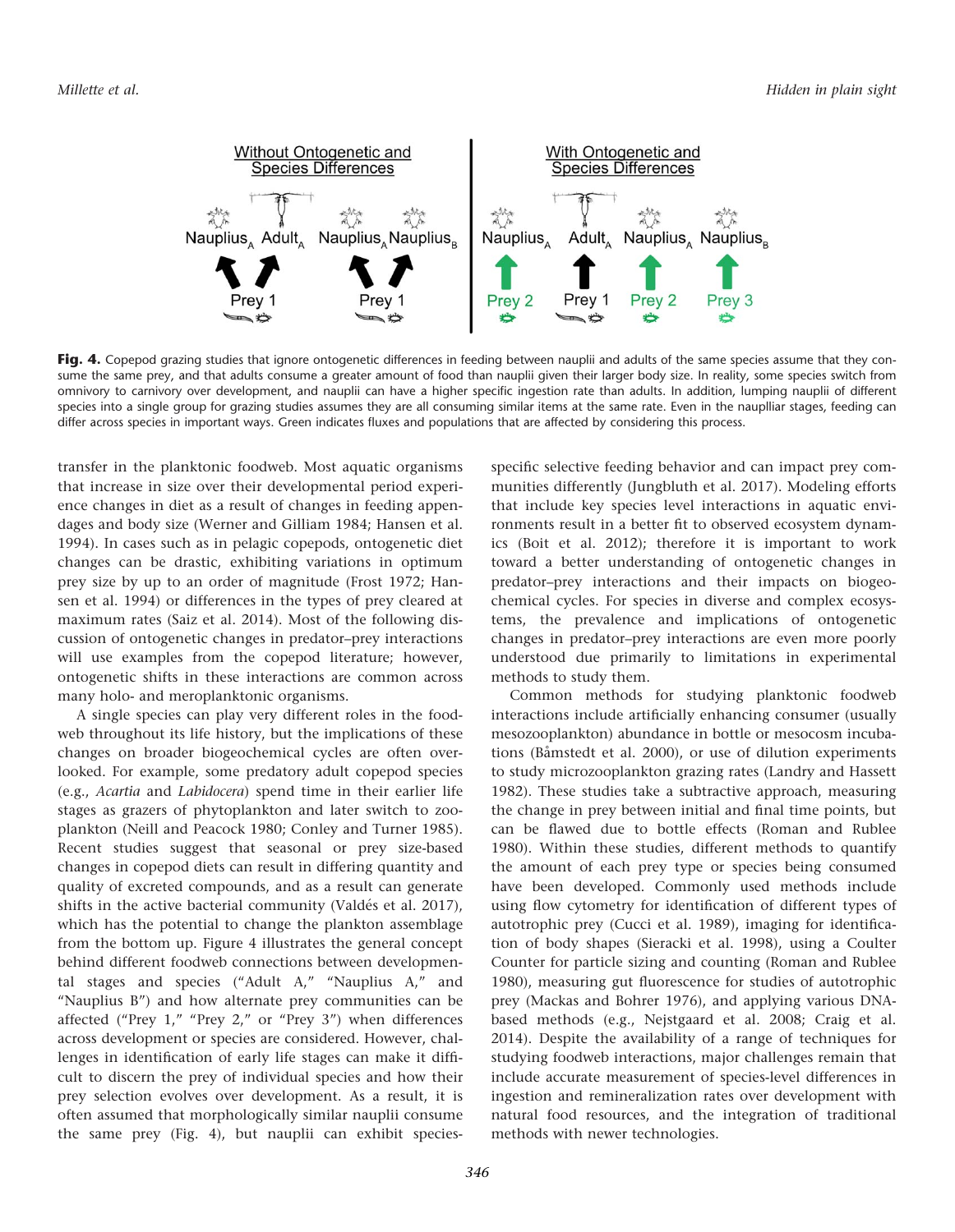Without Ontogenetic and Species Differences

Nauplius$_A$ Adult$_A$ Nauplius$_A$ Nauplius$_B$

Prey 1 Prey 1

With Ontogenetic and Species Differences

Nauplius$_A$ Adult$_A$ Nauplius$_A$ Nauplius$_B$

Prey 2 Prey 1 Prey 2 Prey 3

**Fig. 4.** Copepod grazing studies that ignore ontogenetic differences in feeding between nauplii and adults of the same species assume that they consume the same prey, and that adults consume a greater amount of food than nauplii given their larger body size. In reality, some species switch from omnivory to carnivory over development, and nauplii can have a higher specific ingestion rate than adults. In addition, lumping nauplii of different species into a single group for grazing studies assumes they are all consuming similar items at the same rate. Even in the naupliar stages, feeding can differ across species in important ways. Green indicates fluxes and populations that are affected by considering this process.

transfer in the planktonic foodweb. Most aquatic organisms that increase in size over their developmental period experience changes in diet as a result of changes in feeding appendages and body size (Werner and Gilliam 1984; Hansen et al. 1994). In cases such as in pelagic copepods, ontogenetic diet changes can be drastic, exhibiting variations in optimum prey size by up to an order of magnitude (Frost 1972; Hansen et al. 1994) or differences in the types of prey cleared at maximum rates (Saiz et al. 2014). Most of the following discussion of ontogenetic changes in predator–prey interactions will use examples from the copepod literature; however, ontogenetic shifts in these interactions are common across many holo- and meroplanktonic organisms.

A single species can play very different roles in the foodweb throughout its life history, but the implications of these changes on broader biogeochemical cycles are often overlooked. For example, some predatory adult copepod species (e.g., *Acartia* and *Labidocera*) spend time in their earlier life stages as grazers of phytoplankton and later switch to zooplankton (Neill and Peacock 1980; Conley and Turner 1985). Recent studies suggest that seasonal or prey size-based changes in copepod diets can result in differing quantity and quality of excreted compounds, and as a result can generate shifts in the active bacterial community (Valdés et al. 2017), which has the potential to change the plankton assemblage from the bottom up. Figure 4 illustrates the general concept behind different foodweb connections between developmental stages and species ("Adult A," "Nauplius A," and "Nauplius B") and how alternate prey communities can be affected ("Prey 1," "Prey 2," or "Prey 3") when differences across development or species are considered. However, challenges in identification of early life stages can make it difficult to discern the prey of individual species and how their prey selection evolves over development. As a result, it is often assumed that morphologically similar nauplii consume the same prey (Fig. 4), but nauplii can exhibit species-specific selective feeding behavior and can impact prey communities differently (Jungbluth et al. 2017). Modeling efforts that include key species level interactions in aquatic environments result in a better fit to observed ecosystem dynamics (Boit et al. 2012); therefore it is important to work toward a better understanding of ontogenetic changes in predator–prey interactions and their impacts on biogeochemical cycles. For species in diverse and complex ecosystems, the prevalence and implications of ontogenetic changes in predator–prey interactions are even more poorly understood due primarily to limitations in experimental methods to study them.

Common methods for studying planktonic foodweb interactions include artificially enhancing consumer (usually mesozooplankton) abundance in bottle or mesocosm incubations (Båmstedt et al. 2000), or use of dilution experiments to study microzooplankton grazing rates (Landry and Hassett 1982). These studies take a subtractive approach, measuring the change in prey between initial and final time points, but can be flawed due to bottle effects (Roman and Rublee 1980). Within these studies, different methods to quantify the amount of each prey type or species being consumed have been developed. Commonly used methods include using flow cytometry for identification of different types of autotrophic prey (Cucci et al. 1989), imaging for identification of body shapes (Sieracki et al. 1998), using a Coulter Counter for particle sizing and counting (Roman and Rublee 1980), measuring gut fluorescence for studies of autotrophic prey (Mackas and Bohrer 1976), and applying various DNA-based methods (e.g., Nejstgaard et al. 2008; Craig et al. 2014). Despite the availability of a range of techniques for studying foodweb interactions, major challenges remain that include accurate measurement of species-level differences in ingestion and remineralization rates over development with natural food resources, and the integration of traditional methods with newer technologies.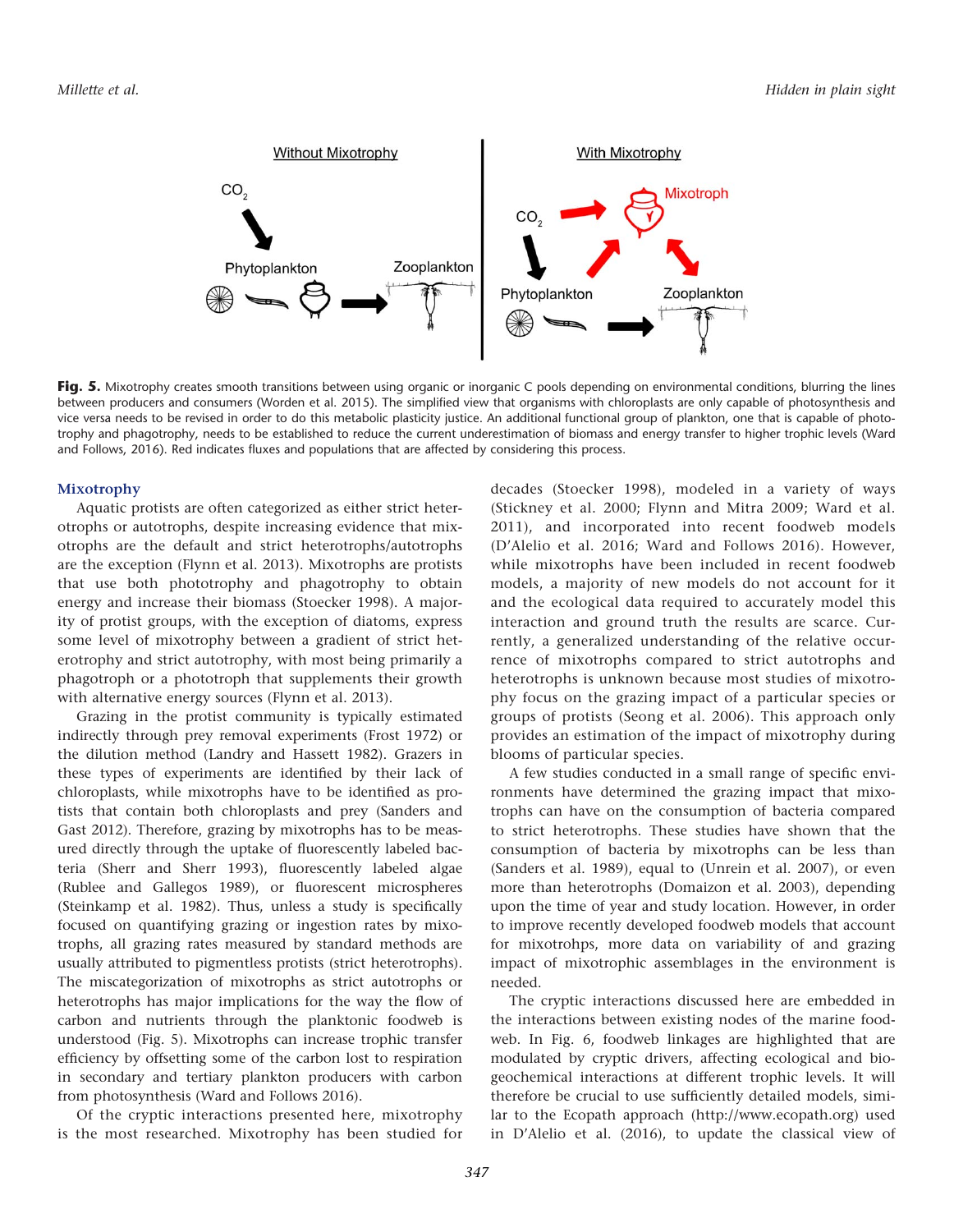Without Mixotrophy

$CO_2$

Phytoplankton

Zooplankton

With Mixotrophy

Mixotroph

$CO_2$

Phytoplankton

Zooplankton

**Fig. 5.** Mixotrophy creates smooth transitions between using organic or inorganic C pools depending on environmental conditions, blurring the lines between producers and consumers (Worden et al. 2015). The simplified view that organisms with chloroplasts are only capable of photosynthesis and vice versa needs to be revised in order to do this metabolic plasticity justice. An additional functional group of plankton, one that is capable of phototrophy and phagotrophy, needs to be established to reduce the current underestimation of biomass and energy transfer to higher trophic levels (Ward and Follows, 2016). Red indicates fluxes and populations that are affected by considering this process.

### Mixotrophy

Aquatic protists are often categorized as either strict heterotrophs or autotrophs, despite increasing evidence that mixotrophs are the default and strict heterotrophs/autotrophs are the exception (Flynn et al. 2013). Mixotrophs are protists that use both phototrophy and phagotrophy to obtain energy and increase their biomass (Stoecker 1998). A majority of protist groups, with the exception of diatoms, express some level of mixotrophy between a gradient of strict heterotrophy and strict autotrophy, with most being primarily a phagotroph or a phototroph that supplements their growth with alternative energy sources (Flynn et al. 2013).

Grazing in the protist community is typically estimated indirectly through prey removal experiments (Frost 1972) or the dilution method (Landry and Hassett 1982). Grazers in these types of experiments are identified by their lack of chloroplasts, while mixotrophs have to be identified as protists that contain both chloroplasts and prey (Sanders and Gast 2012). Therefore, grazing by mixotrophs has to be measured directly through the uptake of fluorescently labeled bacteria (Sherr and Sherr 1993), fluorescently labeled algae (Rublee and Gallegos 1989), or fluorescent microspheres (Steinkamp et al. 1982). Thus, unless a study is specifically focused on quantifying grazing or ingestion rates by mixotrophs, all grazing rates measured by standard methods are usually attributed to pigmentless protists (strict heterotrophs). The miscategorization of mixotrophs as strict autotrophs or heterotrophs has major implications for the way the flow of carbon and nutrients through the planktonic foodweb is understood (Fig. 5). Mixotrophs can increase trophic transfer efficiency by offsetting some of the carbon lost to respiration in secondary and tertiary plankton producers with carbon from photosynthesis (Ward and Follows 2016).

Of the cryptic interactions presented here, mixotrophy is the most researched. Mixotrophy has been studied for decades (Stoecker 1998), modeled in a variety of ways (Stickney et al. 2000; Flynn and Mitra 2009; Ward et al. 2011), and incorporated into recent foodweb models (D'Alelio et al. 2016; Ward and Follows 2016). However, while mixotrophs have been included in recent foodweb models, a majority of new models do not account for it and the ecological data required to accurately model this interaction and ground truth the results are scarce. Currently, a generalized understanding of the relative occurrence of mixotrophs compared to strict autotrophs and heterotrophs is unknown because most studies of mixotrophy focus on the grazing impact of a particular species or groups of protists (Seong et al. 2006). This approach only provides an estimation of the impact of mixotrophy during blooms of particular species.

A few studies conducted in a small range of specific environments have determined the grazing impact that mixotrophs can have on the consumption of bacteria compared to strict heterotrophs. These studies have shown that the consumption of bacteria by mixotrophs can be less than (Sanders et al. 1989), equal to (Unrein et al. 2007), or even more than heterotrophs (Domaizon et al. 2003), depending upon the time of year and study location. However, in order to improve recently developed foodweb models that account for mixotrohps, more data on variability of and grazing impact of mixotrophic assemblages in the environment is needed.

The cryptic interactions discussed here are embedded in the interactions between existing nodes of the marine foodweb. In Fig. 6, foodweb linkages are highlighted that are modulated by cryptic drivers, affecting ecological and biogeochemical interactions at different trophic levels. It will therefore be crucial to use sufficiently detailed models, similar to the Ecopath approach (http://www.ecopath.org) used in D'Alelio et al. (2016), to update the classical view of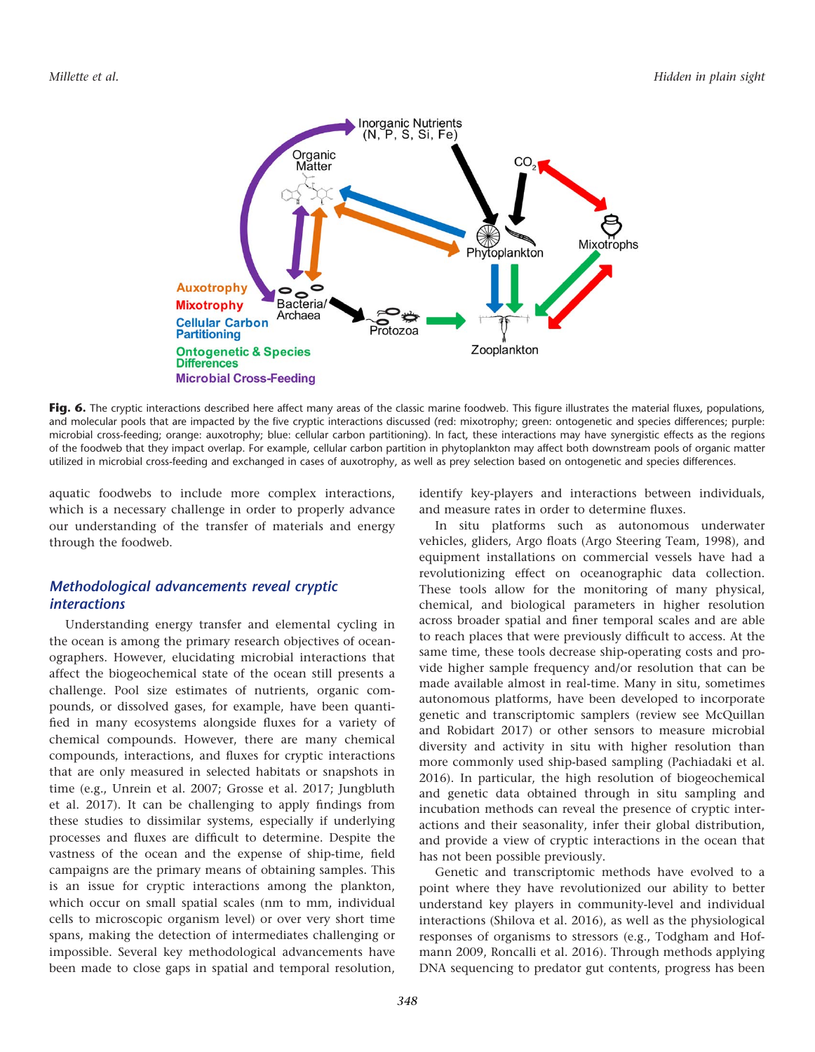Inorganic Nutrients
(N, P, S, Si, Fe)

Organic
Matter

$CO_2$

Phytoplankton

Mixotrophs

Auxotrophy
Mixotrophy
Cellular Carbon Partitioning
Ontogenetic & Species Differences
Microbial Cross-Feeding

Bacteria/
Archaea

Protozoa

Zooplankton

**Fig. 6.** The cryptic interactions described here affect many areas of the classic marine foodweb. This figure illustrates the material fluxes, populations, and molecular pools that are impacted by the five cryptic interactions discussed (red: mixotrophy; green: ontogenetic and species differences; purple: microbial cross-feeding; orange: auxotrophy; blue: cellular carbon partitioning). In fact, these interactions may have synergistic effects as the regions of the foodweb that they impact overlap. For example, cellular carbon partition in phytoplankton may affect both downstream pools of organic matter utilized in microbial cross-feeding and exchanged in cases of auxotrophy, as well as prey selection based on ontogenetic and species differences.

aquatic foodwebs to include more complex interactions, which is a necessary challenge in order to properly advance our understanding of the transfer of materials and energy through the foodweb.

## *Methodological advancements reveal cryptic interactions*

Understanding energy transfer and elemental cycling in the ocean is among the primary research objectives of oceanographers. However, elucidating microbial interactions that affect the biogeochemical state of the ocean still presents a challenge. Pool size estimates of nutrients, organic compounds, or dissolved gases, for example, have been quantified in many ecosystems alongside fluxes for a variety of chemical compounds. However, there are many chemical compounds, interactions, and fluxes for cryptic interactions that are only measured in selected habitats or snapshots in time (e.g., Unrein et al. 2007; Grosse et al. 2017; Jungbluth et al. 2017). It can be challenging to apply findings from these studies to dissimilar systems, especially if underlying processes and fluxes are difficult to determine. Despite the vastness of the ocean and the expense of ship-time, field campaigns are the primary means of obtaining samples. This is an issue for cryptic interactions among the plankton, which occur on small spatial scales (nm to mm, individual cells to microscopic organism level) or over very short time spans, making the detection of intermediates challenging or impossible. Several key methodological advancements have been made to close gaps in spatial and temporal resolution, identify key-players and interactions between individuals, and measure rates in order to determine fluxes.

In situ platforms such as autonomous underwater vehicles, gliders, Argo floats (Argo Steering Team, 1998), and equipment installations on commercial vessels have had a revolutionizing effect on oceanographic data collection. These tools allow for the monitoring of many physical, chemical, and biological parameters in higher resolution across broader spatial and finer temporal scales and are able to reach places that were previously difficult to access. At the same time, these tools decrease ship-operating costs and provide higher sample frequency and/or resolution that can be made available almost in real-time. Many in situ, sometimes autonomous platforms, have been developed to incorporate genetic and transcriptomic samplers (review see McQuillan and Robidart 2017) or other sensors to measure microbial diversity and activity in situ with higher resolution than more commonly used ship-based sampling (Pachiadaki et al. 2016). In particular, the high resolution of biogeochemical and genetic data obtained through in situ sampling and incubation methods can reveal the presence of cryptic interactions and their seasonality, infer their global distribution, and provide a view of cryptic interactions in the ocean that has not been possible previously.

Genetic and transcriptomic methods have evolved to a point where they have revolutionized our ability to better understand key players in community-level and individual interactions (Shilova et al. 2016), as well as the physiological responses of organisms to stressors (e.g., Todgham and Hofmann 2009, Roncalli et al. 2016). Through methods applying DNA sequencing to predator gut contents, progress has been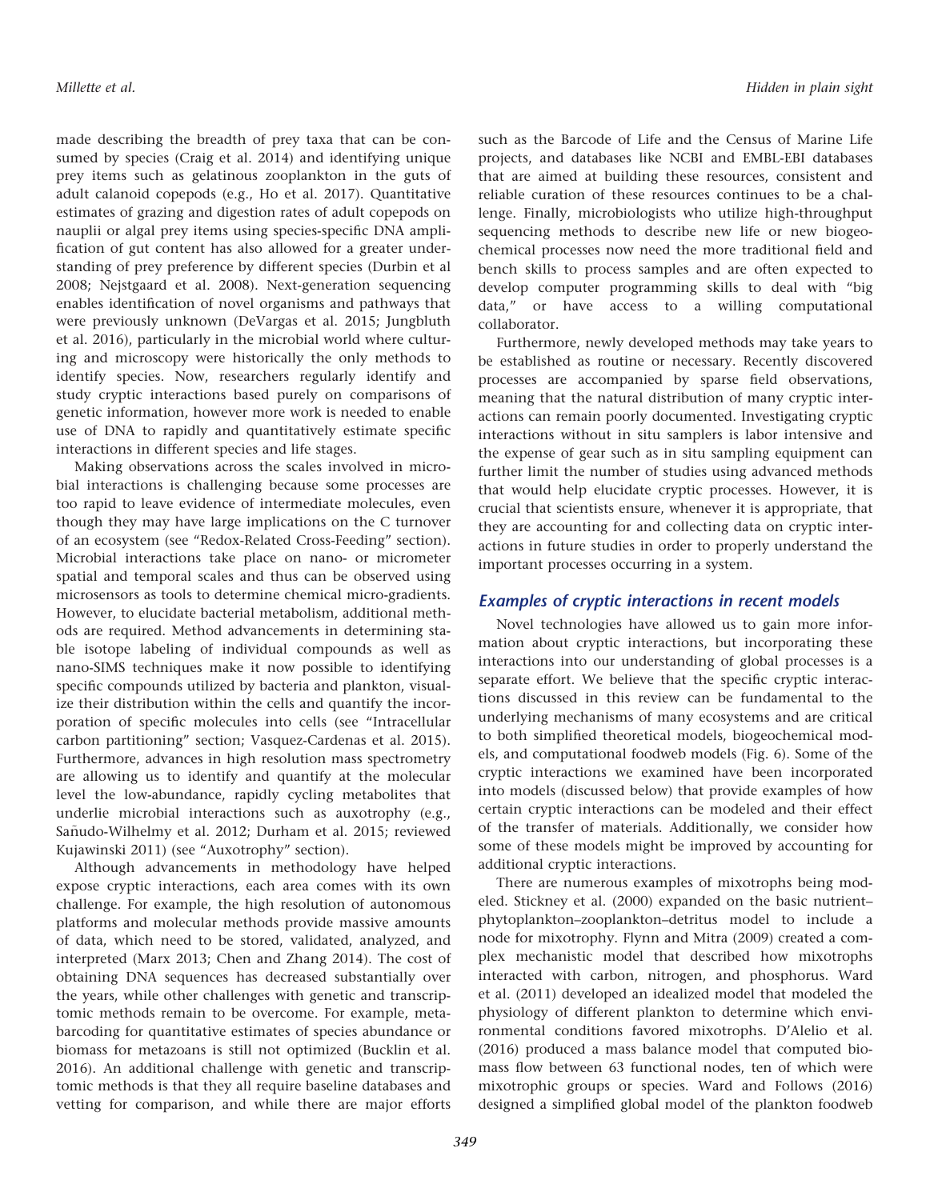made describing the breadth of prey taxa that can be consumed by species (Craig et al. 2014) and identifying unique prey items such as gelatinous zooplankton in the guts of adult calanoid copepods (e.g., Ho et al. 2017). Quantitative estimates of grazing and digestion rates of adult copepods on nauplii or algal prey items using species-specific DNA amplification of gut content has also allowed for a greater understanding of prey preference by different species (Durbin et al 2008; Nejstgaard et al. 2008). Next-generation sequencing enables identification of novel organisms and pathways that were previously unknown (DeVargas et al. 2015; Jungbluth et al. 2016), particularly in the microbial world where culturing and microscopy were historically the only methods to identify species. Now, researchers regularly identify and study cryptic interactions based purely on comparisons of genetic information, however more work is needed to enable use of DNA to rapidly and quantitatively estimate specific interactions in different species and life stages.

Making observations across the scales involved in microbial interactions is challenging because some processes are too rapid to leave evidence of intermediate molecules, even though they may have large implications on the C turnover of an ecosystem (see "Redox-Related Cross-Feeding" section). Microbial interactions take place on nano- or micrometer spatial and temporal scales and thus can be observed using microsensors as tools to determine chemical micro-gradients. However, to elucidate bacterial metabolism, additional methods are required. Method advancements in determining stable isotope labeling of individual compounds as well as nano-SIMS techniques make it now possible to identifying specific compounds utilized by bacteria and plankton, visualize their distribution within the cells and quantify the incorporation of specific molecules into cells (see "Intracellular carbon partitioning" section; Vasquez-Cardenas et al. 2015). Furthermore, advances in high resolution mass spectrometry are allowing us to identify and quantify at the molecular level the low-abundance, rapidly cycling metabolites that underlie microbial interactions such as auxotrophy (e.g., Sañudo-Wilhelmy et al. 2012; Durham et al. 2015; reviewed Kujawinski 2011) (see "Auxotrophy" section).

Although advancements in methodology have helped expose cryptic interactions, each area comes with its own challenge. For example, the high resolution of autonomous platforms and molecular methods provide massive amounts of data, which need to be stored, validated, analyzed, and interpreted (Marx 2013; Chen and Zhang 2014). The cost of obtaining DNA sequences has decreased substantially over the years, while other challenges with genetic and transcriptomic methods remain to be overcome. For example, metabarcoding for quantitative estimates of species abundance or biomass for metazoans is still not optimized (Bucklin et al. 2016). An additional challenge with genetic and transcriptomic methods is that they all require baseline databases and vetting for comparison, and while there are major efforts such as the Barcode of Life and the Census of Marine Life projects, and databases like NCBI and EMBL-EBI databases that are aimed at building these resources, consistent and reliable curation of these resources continues to be a challenge. Finally, microbiologists who utilize high-throughput sequencing methods to describe new life or new biogeochemical processes now need the more traditional field and bench skills to process samples and are often expected to develop computer programming skills to deal with "big data," or have access to a willing computational collaborator.

Furthermore, newly developed methods may take years to be established as routine or necessary. Recently discovered processes are accompanied by sparse field observations, meaning that the natural distribution of many cryptic interactions can remain poorly documented. Investigating cryptic interactions without in situ samplers is labor intensive and the expense of gear such as in situ sampling equipment can further limit the number of studies using advanced methods that would help elucidate cryptic processes. However, it is crucial that scientists ensure, whenever it is appropriate, that they are accounting for and collecting data on cryptic interactions in future studies in order to properly understand the important processes occurring in a system.

### Examples of cryptic interactions in recent models

Novel technologies have allowed us to gain more information about cryptic interactions, but incorporating these interactions into our understanding of global processes is a separate effort. We believe that the specific cryptic interactions discussed in this review can be fundamental to the underlying mechanisms of many ecosystems and are critical to both simplified theoretical models, biogeochemical models, and computational foodweb models (Fig. 6). Some of the cryptic interactions we examined have been incorporated into models (discussed below) that provide examples of how certain cryptic interactions can be modeled and their effect of the transfer of materials. Additionally, we consider how some of these models might be improved by accounting for additional cryptic interactions.

There are numerous examples of mixotrophs being modeled. Stickney et al. (2000) expanded on the basic nutrient–phytoplankton–zooplankton–detritus model to include a node for mixotrophy. Flynn and Mitra (2009) created a complex mechanistic model that described how mixotrophs interacted with carbon, nitrogen, and phosphorus. Ward et al. (2011) developed an idealized model that modeled the physiology of different plankton to determine which environmental conditions favored mixotrophs. D'Alelio et al. (2016) produced a mass balance model that computed biomass flow between 63 functional nodes, ten of which were mixotrophic groups or species. Ward and Follows (2016) designed a simplified global model of the plankton foodweb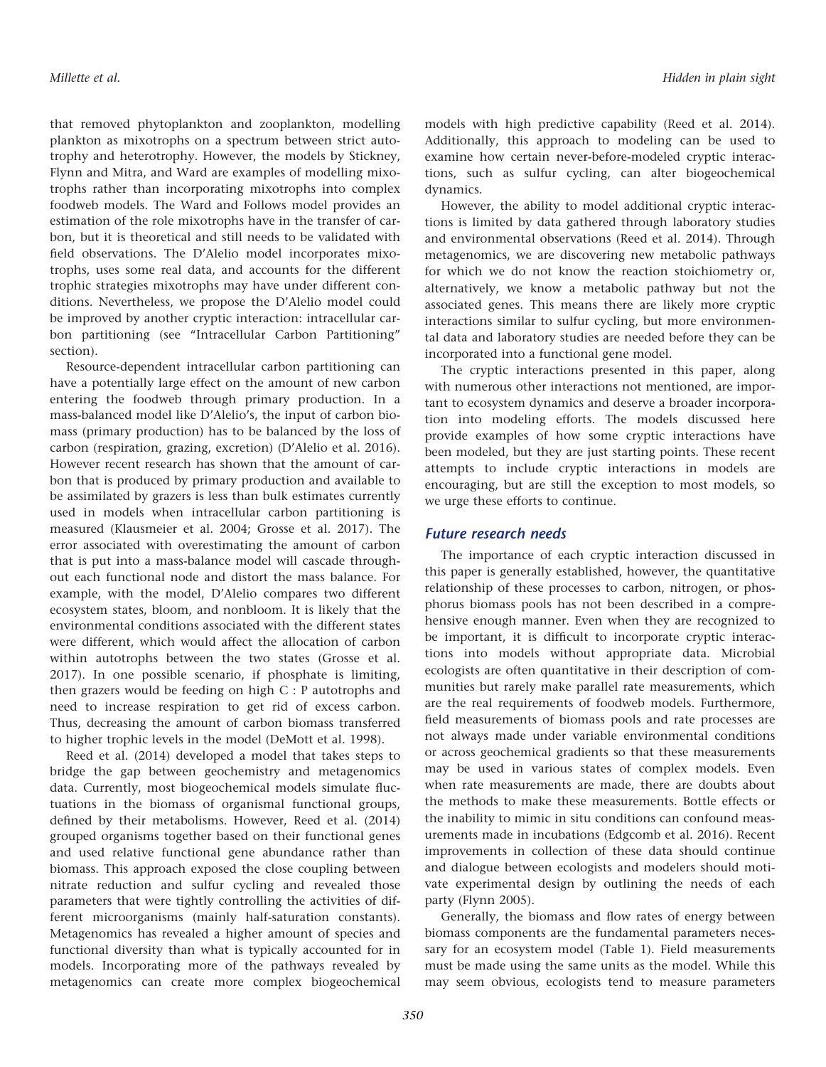that removed phytoplankton and zooplankton, modelling plankton as mixotrophs on a spectrum between strict autotrophy and heterotrophy. However, the models by Stickney, Flynn and Mitra, and Ward are examples of modelling mixotrophs rather than incorporating mixotrophs into complex foodweb models. The Ward and Follows model provides an estimation of the role mixotrophs have in the transfer of carbon, but it is theoretical and still needs to be validated with field observations. The D'Alelio model incorporates mixotrophs, uses some real data, and accounts for the different trophic strategies mixotrophs may have under different conditions. Nevertheless, we propose the D'Alelio model could be improved by another cryptic interaction: intracellular carbon partitioning (see "Intracellular Carbon Partitioning" section).

Resource-dependent intracellular carbon partitioning can have a potentially large effect on the amount of new carbon entering the foodweb through primary production. In a mass-balanced model like D'Alelio's, the input of carbon biomass (primary production) has to be balanced by the loss of carbon (respiration, grazing, excretion) (D'Alelio et al. 2016). However recent research has shown that the amount of carbon that is produced by primary production and available to be assimilated by grazers is less than bulk estimates currently used in models when intracellular carbon partitioning is measured (Klausmeier et al. 2004; Grosse et al. 2017). The error associated with overestimating the amount of carbon that is put into a mass-balance model will cascade throughout each functional node and distort the mass balance. For example, with the model, D'Alelio compares two different ecosystem states, bloom, and nonbloom. It is likely that the environmental conditions associated with the different states were different, which would affect the allocation of carbon within autotrophs between the two states (Grosse et al. 2017). In one possible scenario, if phosphate is limiting, then grazers would be feeding on high C : P autotrophs and need to increase respiration to get rid of excess carbon. Thus, decreasing the amount of carbon biomass transferred to higher trophic levels in the model (DeMott et al. 1998).

Reed et al. (2014) developed a model that takes steps to bridge the gap between geochemistry and metagenomics data. Currently, most biogeochemical models simulate fluctuations in the biomass of organismal functional groups, defined by their metabolisms. However, Reed et al. (2014) grouped organisms together based on their functional genes and used relative functional gene abundance rather than biomass. This approach exposed the close coupling between nitrate reduction and sulfur cycling and revealed those parameters that were tightly controlling the activities of different microorganisms (mainly half-saturation constants). Metagenomics has revealed a higher amount of species and functional diversity than what is typically accounted for in models. Incorporating more of the pathways revealed by metagenomics can create more complex biogeochemical models with high predictive capability (Reed et al. 2014). Additionally, this approach to modeling can be used to examine how certain never-before-modeled cryptic interactions, such as sulfur cycling, can alter biogeochemical dynamics.

However, the ability to model additional cryptic interactions is limited by data gathered through laboratory studies and environmental observations (Reed et al. 2014). Through metagenomics, we are discovering new metabolic pathways for which we do not know the reaction stoichiometry or, alternatively, we know a metabolic pathway but not the associated genes. This means there are likely more cryptic interactions similar to sulfur cycling, but more environmental data and laboratory studies are needed before they can be incorporated into a functional gene model.

The cryptic interactions presented in this paper, along with numerous other interactions not mentioned, are important to ecosystem dynamics and deserve a broader incorporation into modeling efforts. The models discussed here provide examples of how some cryptic interactions have been modeled, but they are just starting points. These recent attempts to include cryptic interactions in models are encouraging, but are still the exception to most models, so we urge these efforts to continue.

## Future research needs

The importance of each cryptic interaction discussed in this paper is generally established, however, the quantitative relationship of these processes to carbon, nitrogen, or phosphorus biomass pools has not been described in a comprehensive enough manner. Even when they are recognized to be important, it is difficult to incorporate cryptic interactions into models without appropriate data. Microbial ecologists are often quantitative in their description of communities but rarely make parallel rate measurements, which are the real requirements of foodweb models. Furthermore, field measurements of biomass pools and rate processes are not always made under variable environmental conditions or across geochemical gradients so that these measurements may be used in various states of complex models. Even when rate measurements are made, there are doubts about the methods to make these measurements. Bottle effects or the inability to mimic in situ conditions can confound measurements made in incubations (Edgcomb et al. 2016). Recent improvements in collection of these data should continue and dialogue between ecologists and modelers should motivate experimental design by outlining the needs of each party (Flynn 2005).

Generally, the biomass and flow rates of energy between biomass components are the fundamental parameters necessary for an ecosystem model (Table 1). Field measurements must be made using the same units as the model. While this may seem obvious, ecologists tend to measure parameters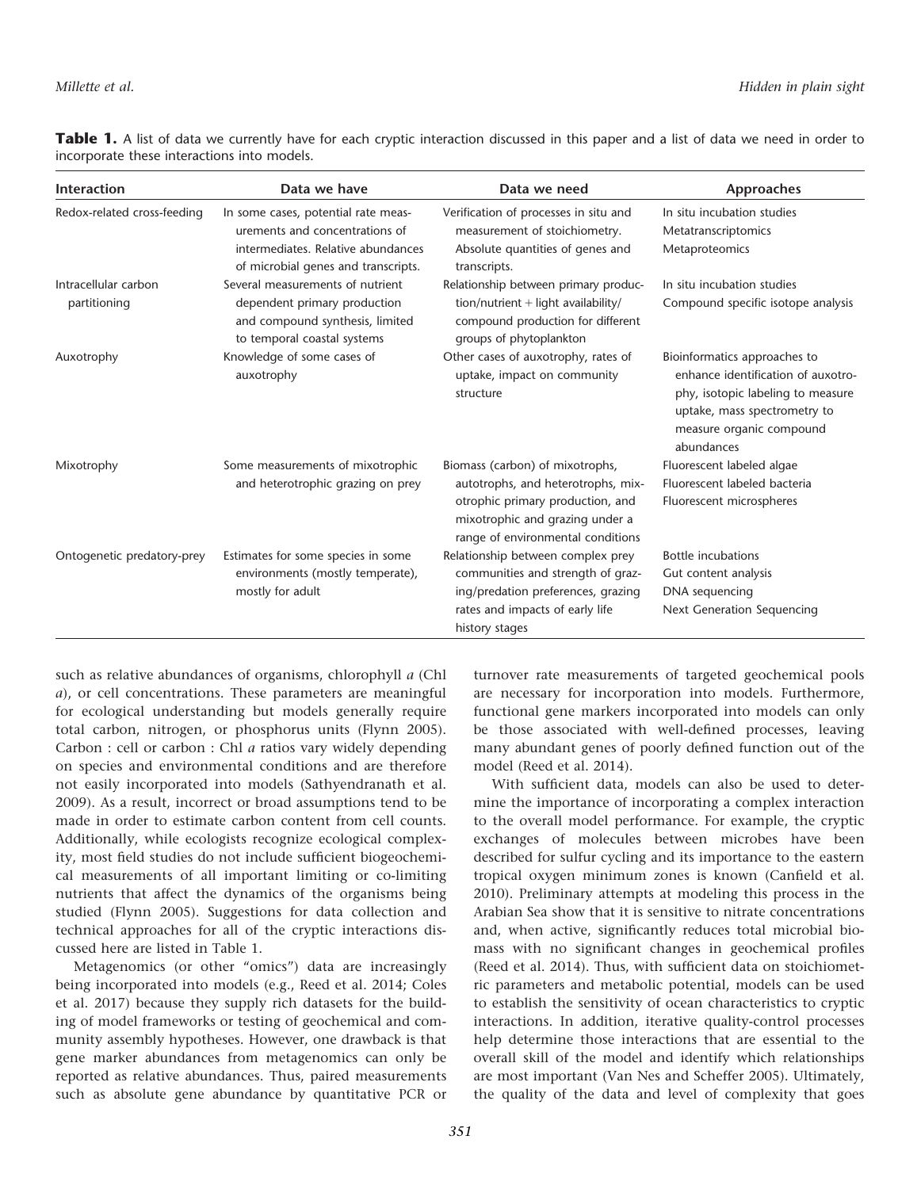**Table 1.** A list of data we currently have for each cryptic interaction discussed in this paper and a list of data we need in order to incorporate these interactions into models.

| Interaction | Data we have | Data we need | Approaches |
|---|---|---|---|
| Redox-related cross-feeding | In some cases, potential rate measurements and concentrations of intermediates. Relative abundances of microbial genes and transcripts. | Verification of processes in situ and measurement of stoichiometry. Absolute quantities of genes and transcripts. | In situ incubation studies<br>Metatranscriptomics<br>Metaproteomics |
| Intracellular carbon partitioning | Several measurements of nutrient dependent primary production and compound synthesis, limited to temporal coastal systems | Relationship between primary production/nutrient + light availability/compound production for different groups of phytoplankton | In situ incubation studies<br>Compound specific isotope analysis |
| Auxotrophy | Knowledge of some cases of auxotrophy | Other cases of auxotrophy, rates of uptake, impact on community structure | Bioinformatics approaches to enhance identification of auxotrophy, isotopic labeling to measure uptake, mass spectrometry to measure organic compound abundances |
| Mixotrophy | Some measurements of mixotrophic and heterotrophic grazing on prey | Biomass (carbon) of mixotrophs, autotrophs, and heterotrophs, mixotrophic primary production, and mixotrophic and grazing under a range of environmental conditions | Fluorescent labeled algae<br>Fluorescent labeled bacteria<br>Fluorescent microspheres |
| Ontogenetic predatory-prey | Estimates for some species in some environments (mostly temperate), mostly for adult | Relationship between complex prey communities and strength of grazing/predation preferences, grazing rates and impacts of early life history stages | Bottle incubations<br>Gut content analysis<br>DNA sequencing<br>Next Generation Sequencing |

such as relative abundances of organisms, chlorophyll *a* (Chl *a*), or cell concentrations. These parameters are meaningful for ecological understanding but models generally require total carbon, nitrogen, or phosphorus units (Flynn 2005). Carbon : cell or carbon : Chl *a* ratios vary widely depending on species and environmental conditions and are therefore not easily incorporated into models (Sathyendranath et al. 2009). As a result, incorrect or broad assumptions tend to be made in order to estimate carbon content from cell counts. Additionally, while ecologists recognize ecological complexity, most field studies do not include sufficient biogeochemical measurements of all important limiting or co-limiting nutrients that affect the dynamics of the organisms being studied (Flynn 2005). Suggestions for data collection and technical approaches for all of the cryptic interactions discussed here are listed in Table 1.

Metagenomics (or other "omics") data are increasingly being incorporated into models (e.g., Reed et al. 2014; Coles et al. 2017) because they supply rich datasets for the building of model frameworks or testing of geochemical and community assembly hypotheses. However, one drawback is that gene marker abundances from metagenomics can only be reported as relative abundances. Thus, paired measurements such as absolute gene abundance by quantitative PCR or turnover rate measurements of targeted geochemical pools are necessary for incorporation into models. Furthermore, functional gene markers incorporated into models can only be those associated with well-defined processes, leaving many abundant genes of poorly defined function out of the model (Reed et al. 2014).

With sufficient data, models can also be used to determine the importance of incorporating a complex interaction to the overall model performance. For example, the cryptic exchanges of molecules between microbes have been described for sulfur cycling and its importance to the eastern tropical oxygen minimum zones is known (Canfield et al. 2010). Preliminary attempts at modeling this process in the Arabian Sea show that it is sensitive to nitrate concentrations and, when active, significantly reduces total microbial biomass with no significant changes in geochemical profiles (Reed et al. 2014). Thus, with sufficient data on stoichiometric parameters and metabolic potential, models can be used to establish the sensitivity of ocean characteristics to cryptic interactions. In addition, iterative quality-control processes help determine those interactions that are essential to the overall skill of the model and identify which relationships are most important (Van Nes and Scheffer 2005). Ultimately, the quality of the data and level of complexity that goes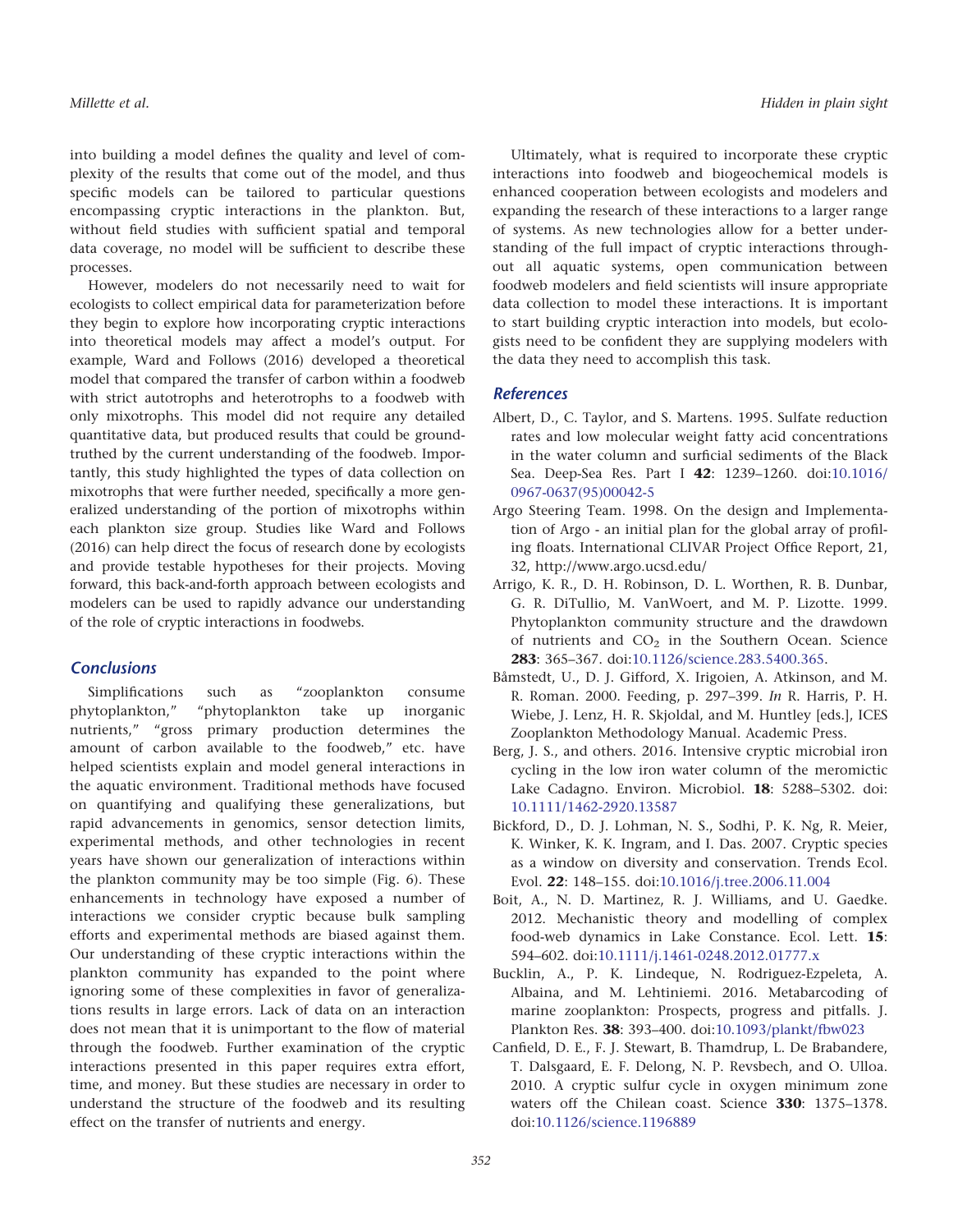into building a model defines the quality and level of complexity of the results that come out of the model, and thus specific models can be tailored to particular questions encompassing cryptic interactions in the plankton. But, without field studies with sufficient spatial and temporal data coverage, no model will be sufficient to describe these processes.

However, modelers do not necessarily need to wait for ecologists to collect empirical data for parameterization before they begin to explore how incorporating cryptic interactions into theoretical models may affect a model's output. For example, Ward and Follows (2016) developed a theoretical model that compared the transfer of carbon within a foodweb with strict autotrophs and heterotrophs to a foodweb with only mixotrophs. This model did not require any detailed quantitative data, but produced results that could be groundtruthed by the current understanding of the foodweb. Importantly, this study highlighted the types of data collection on mixotrophs that were further needed, specifically a more generalized understanding of the portion of mixotrophs within each plankton size group. Studies like Ward and Follows (2016) can help direct the focus of research done by ecologists and provide testable hypotheses for their projects. Moving forward, this back-and-forth approach between ecologists and modelers can be used to rapidly advance our understanding of the role of cryptic interactions in foodwebs.

## Conclusions

Simplifications such as "zooplankton consume phytoplankton," "phytoplankton take up inorganic nutrients," "gross primary production determines the amount of carbon available to the foodweb," etc. have helped scientists explain and model general interactions in the aquatic environment. Traditional methods have focused on quantifying and qualifying these generalizations, but rapid advancements in genomics, sensor detection limits, experimental methods, and other technologies in recent years have shown our generalization of interactions within the plankton community may be too simple (Fig. 6). These enhancements in technology have exposed a number of interactions we consider cryptic because bulk sampling efforts and experimental methods are biased against them. Our understanding of these cryptic interactions within the plankton community has expanded to the point where ignoring some of these complexities in favor of generalizations results in large errors. Lack of data on an interaction does not mean that it is unimportant to the flow of material through the foodweb. Further examination of the cryptic interactions presented in this paper requires extra effort, time, and money. But these studies are necessary in order to understand the structure of the foodweb and its resulting effect on the transfer of nutrients and energy.

Ultimately, what is required to incorporate these cryptic interactions into foodweb and biogeochemical models is enhanced cooperation between ecologists and modelers and expanding the research of these interactions to a larger range of systems. As new technologies allow for a better understanding of the full impact of cryptic interactions throughout all aquatic systems, open communication between foodweb modelers and field scientists will insure appropriate data collection to model these interactions. It is important to start building cryptic interaction into models, but ecologists need to be confident they are supplying modelers with the data they need to accomplish this task.

## References

Albert, D., C. Taylor, and S. Martens. 1995. Sulfate reduction rates and low molecular weight fatty acid concentrations in the water column and surficial sediments of the Black Sea. Deep-Sea Res. Part I **42**: 1239–1260. doi:10.1016/0967-0637(95)00042-5

Argo Steering Team. 1998. On the design and Implementation of Argo - an initial plan for the global array of profiling floats. International CLIVAR Project Office Report, 21, 32, http://www.argo.ucsd.edu/

Arrigo, K. R., D. H. Robinson, D. L. Worthen, R. B. Dunbar, G. R. DiTullio, M. VanWoert, and M. P. Lizotte. 1999. Phytoplankton community structure and the drawdown of nutrients and $CO_2$ in the Southern Ocean. Science **283**: 365–367. doi:10.1126/science.283.5400.365.

Båmstedt, U., D. J. Gifford, X. Irigoien, A. Atkinson, and M. R. Roman. 2000. Feeding, p. 297–399. *In* R. Harris, P. H. Wiebe, J. Lenz, H. R. Skjoldal, and M. Huntley [eds.], ICES Zooplankton Methodology Manual. Academic Press.

Berg, J. S., and others. 2016. Intensive cryptic microbial iron cycling in the low iron water column of the meromictic Lake Cadagno. Environ. Microbiol. **18**: 5288–5302. doi:10.1111/1462-2920.13587

Bickford, D., D. J. Lohman, N. S., Sodhi, P. K. Ng, R. Meier, K. Winker, K. K. Ingram, and I. Das. 2007. Cryptic species as a window on diversity and conservation. Trends Ecol. Evol. **22**: 148–155. doi:10.1016/j.tree.2006.11.004

Boit, A., N. D. Martinez, R. J. Williams, and U. Gaedke. 2012. Mechanistic theory and modelling of complex food-web dynamics in Lake Constance. Ecol. Lett. **15**: 594–602. doi:10.1111/j.1461-0248.2012.01777.x

Bucklin, A., P. K. Lindeque, N. Rodriguez-Ezpeleta, A. Albaina, and M. Lehtiniemi. 2016. Metabarcoding of marine zooplankton: Prospects, progress and pitfalls. J. Plankton Res. **38**: 393–400. doi:10.1093/plankt/fbw023

Canfield, D. E., F. J. Stewart, B. Thamdrup, L. De Brabandere, T. Dalsgaard, E. F. Delong, N. P. Revsbech, and O. Ulloa. 2010. A cryptic sulfur cycle in oxygen minimum zone waters off the Chilean coast. Science **330**: 1375–1378. doi:10.1126/science.1196889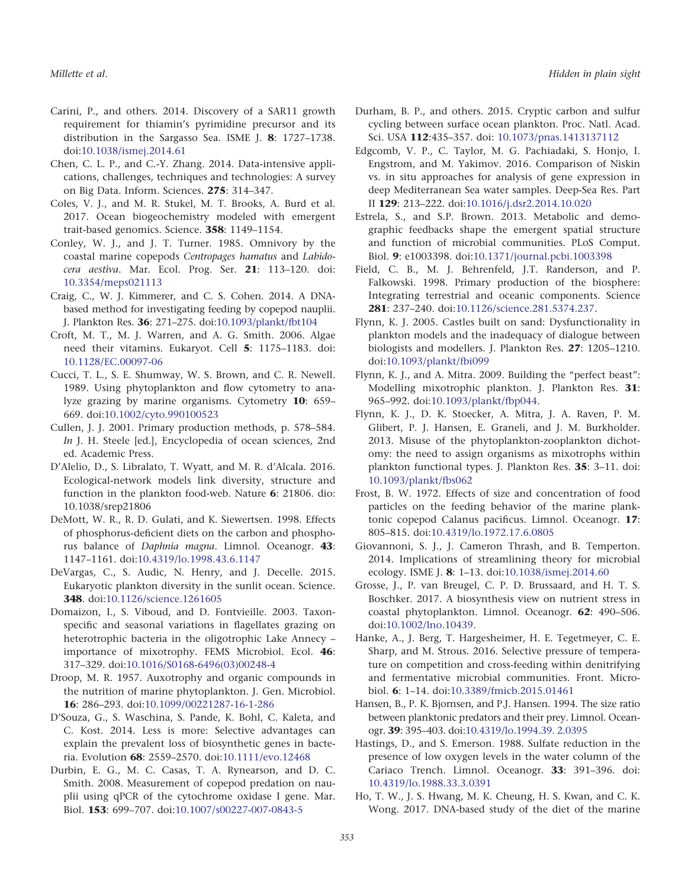Carini, P., and others. 2014. Discovery of a SAR11 growth requirement for thiamin's pyrimidine precursor and its distribution in the Sargasso Sea. ISME J. **8**: 1727–1738. doi:10.1038/ismej.2014.61

Chen, C. L. P., and C.-Y. Zhang. 2014. Data-intensive applications, challenges, techniques and technologies: A survey on Big Data. Inform. Sciences. **275**: 314–347.

Coles, V. J., and M. R. Stukel, M. T. Brooks, A. Burd et al. 2017. Ocean biogeochemistry modeled with emergent trait-based genomics. Science. **358**: 1149–1154.

Conley, W. J., and J. T. Turner. 1985. Omnivory by the coastal marine copepods *Centropages hamatus* and *Labidocera aestiva*. Mar. Ecol. Prog. Ser. **21**: 113–120. doi: 10.3354/meps021113

Craig, C., W. J. Kimmerer, and C. S. Cohen. 2014. A DNA-based method for investigating feeding by copepod nauplii. J. Plankton Res. **36**: 271–275. doi:10.1093/plankt/fbt104

Croft, M. T., M. J. Warren, and A. G. Smith. 2006. Algae need their vitamins. Eukaryot. Cell **5**: 1175–1183. doi: 10.1128/EC.00097-06

Cucci, T. L., S. E. Shumway, W. S. Brown, and C. R. Newell. 1989. Using phytoplankton and flow cytometry to analyze grazing by marine organisms. Cytometry **10**: 659–669. doi:10.1002/cyto.990100523

Cullen, J. J. 2001. Primary production methods, p. 578–584. *In* J. H. Steele [ed.], Encyclopedia of ocean sciences, 2nd ed. Academic Press.

D'Alelio, D., S. Libralato, T. Wyatt, and M. R. d'Alcala. 2016. Ecological-network models link diversity, structure and function in the plankton food-web. Nature **6**: 21806. dio: 10.1038/srep21806

DeMott, W. R., R. D. Gulati, and K. Siewertsen. 1998. Effects of phosphorus-deficient diets on the carbon and phosphorus balance of *Daphnia magna*. Limnol. Oceanogr. **43**: 1147–1161. doi:10.4319/lo.1998.43.6.1147

DeVargas, C., S. Audic, N. Henry, and J. Decelle. 2015. Eukaryotic plankton diversity in the sunlit ocean. Science. **348**. doi:10.1126/science.1261605

Domaizon, I., S. Viboud, and D. Fontvieille. 2003. Taxon-specific and seasonal variations in flagellates grazing on heterotrophic bacteria in the oligotrophic Lake Annecy – importance of mixotrophy. FEMS Microbiol. Ecol. **46**: 317–329. doi:10.1016/S0168-6496(03)00248-4

Droop, M. R. 1957. Auxotrophy and organic compounds in the nutrition of marine phytoplankton. J. Gen. Microbiol. **16**: 286–293. doi:10.1099/00221287-16-1-286

D'Souza, G., S. Waschina, S. Pande, K. Bohl, C. Kaleta, and C. Kost. 2014. Less is more: Selective advantages can explain the prevalent loss of biosynthetic genes in bacteria. Evolution **68**: 2559–2570. doi:10.1111/evo.12468

Durbin, E. G., M. C. Casas, T. A. Rynearson, and D. C. Smith. 2008. Measurement of copepod predation on nauplii using qPCR of the cytochrome oxidase I gene. Mar. Biol. **153**: 699–707. doi:10.1007/s00227-007-0843-5

Durham, B. P., and others. 2015. Cryptic carbon and sulfur cycling between surface ocean plankton. Proc. Natl. Acad. Sci. USA **112**:435–357. doi: 10.1073/pnas.1413137112

Edgcomb, V. P., C. Taylor, M. G. Pachiadaki, S. Honjo, I. Engstrom, and M. Yakimov. 2016. Comparison of Niskin vs. in situ approaches for analysis of gene expression in deep Mediterranean Sea water samples. Deep-Sea Res. Part II **129**: 213–222. doi:10.1016/j.dsr2.2014.10.020

Estrela, S., and S.P. Brown. 2013. Metabolic and demographic feedbacks shape the emergent spatial structure and function of microbial communities. PLoS Comput. Biol. **9**: e1003398. doi:10.1371/journal.pcbi.1003398

Field, C. B., M. J. Behrenfeld, J.T. Randerson, and P. Falkowski. 1998. Primary production of the biosphere: Integrating terrestrial and oceanic components. Science **281**: 237–240. doi:10.1126/science.281.5374.237.

Flynn, K. J. 2005. Castles built on sand: Dysfunctionality in plankton models and the inadequacy of dialogue between biologists and modellers. J. Plankton Res. **27**: 1205–1210. doi:10.1093/plankt/fbi099

Flynn, K. J., and A. Mitra. 2009. Building the "perfect beast": Modelling mixotrophic plankton. J. Plankton Res. **31**: 965–992. doi:10.1093/plankt/fbp044.

Flynn, K. J., D. K. Stoecker, A. Mitra, J. A. Raven, P. M. Glibert, P. J. Hansen, E. Graneli, and J. M. Burkholder. 2013. Misuse of the phytoplankton-zooplankton dichotomy: the need to assign organisms as mixotrophs within plankton functional types. J. Plankton Res. **35**: 3–11. doi: 10.1093/plankt/fbs062

Frost, B. W. 1972. Effects of size and concentration of food particles on the feeding behavior of the marine planktonic copepod Calanus pacificus. Limnol. Oceanogr. **17**: 805–815. doi:10.4319/lo.1972.17.6.0805

Giovannoni, S. J., J. Cameron Thrash, and B. Temperton. 2014. Implications of streamlining theory for microbial ecology. ISME J. **8**: 1–13. doi:10.1038/ismej.2014.60

Grosse, J., P. van Breugel, C. P. D. Brussaard, and H. T. S. Boschker. 2017. A biosynthesis view on nutrient stress in coastal phytoplankton. Limnol. Oceanogr. **62**: 490–506. doi:10.1002/lno.10439.

Hanke, A., J. Berg, T. Hargesheimer, H. E. Tegetmeyer, C. E. Sharp, and M. Strous. 2016. Selective pressure of temperature on competition and cross-feeding within denitrifying and fermentative microbial communities. Front. Microbiol. **6**: 1–14. doi:10.3389/fmicb.2015.01461

Hansen, B., P. K. Bjornsen, and P.J. Hansen. 1994. The size ratio between planktonic predators and their prey. Limnol. Oceanogr. **39**: 395–403. doi:10.4319/lo.1994.39. 2.0395

Hastings, D., and S. Emerson. 1988. Sulfate reduction in the presence of low oxygen levels in the water column of the Cariaco Trench. Limnol. Oceanogr. **33**: 391–396. doi: 10.4319/lo.1988.33.3.0391

Ho, T. W., J. S. Hwang, M. K. Cheung, H. S. Kwan, and C. K. Wong. 2017. DNA-based study of the diet of the marine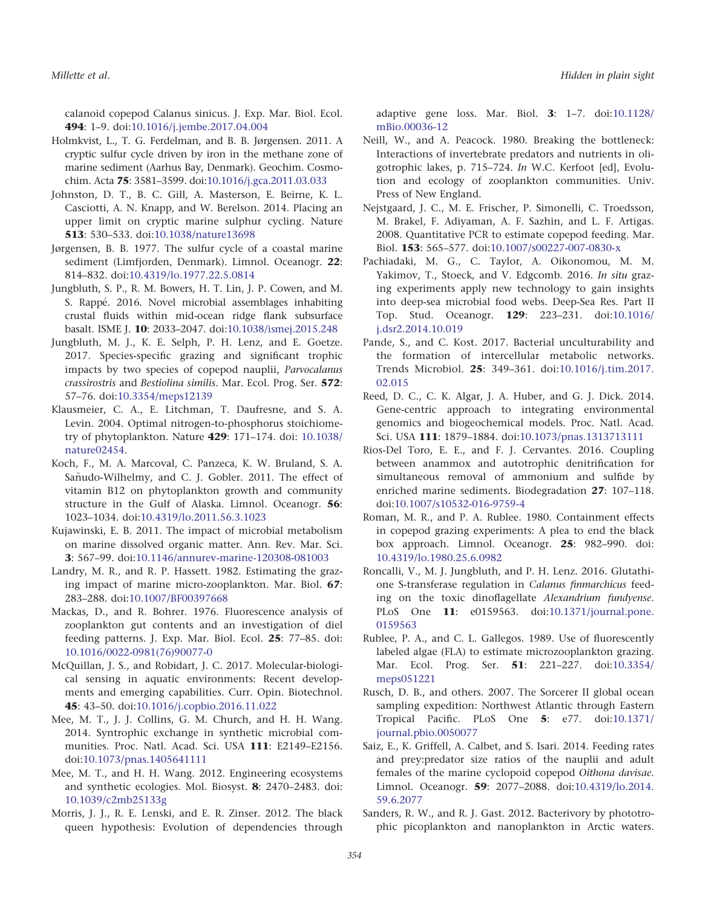calanoid copepod Calanus sinicus. J. Exp. Mar. Biol. Ecol. **494**: 1–9. doi:10.1016/j.jembe.2017.04.004

Holmkvist, L., T. G. Ferdelman, and B. B. Jørgensen. 2011. A cryptic sulfur cycle driven by iron in the methane zone of marine sediment (Aarhus Bay, Denmark). Geochim. Cosmochim. Acta **75**: 3581–3599. doi:10.1016/j.gca.2011.03.033

Johnston, D. T., B. C. Gill, A. Masterson, E. Beirne, K. L. Casciotti, A. N. Knapp, and W. Berelson. 2014. Placing an upper limit on cryptic marine sulphur cycling. Nature **513**: 530–533. doi:10.1038/nature13698

Jørgensen, B. B. 1977. The sulfur cycle of a coastal marine sediment (Limfjorden, Denmark). Limnol. Oceanogr. **22**: 814–832. doi:10.4319/lo.1977.22.5.0814

Jungbluth, S. P., R. M. Bowers, H. T. Lin, J. P. Cowen, and M. S. Rappé. 2016. Novel microbial assemblages inhabiting crustal fluids within mid-ocean ridge flank subsurface basalt. ISME J. **10**: 2033–2047. doi:10.1038/ismej.2015.248

Jungbluth, M. J., K. E. Selph, P. H. Lenz, and E. Goetze. 2017. Species-specific grazing and significant trophic impacts by two species of copepod nauplii, *Parvocalanus crassirostris* and *Bestiolina similis*. Mar. Ecol. Prog. Ser. **572**: 57–76. doi:10.3354/meps12139

Klausmeier, C. A., E. Litchman, T. Daufresne, and S. A. Levin. 2004. Optimal nitrogen-to-phosphorus stoichiometry of phytoplankton. Nature **429**: 171–174. doi: 10.1038/nature02454.

Koch, F., M. A. Marcoval, C. Panzeca, K. W. Bruland, S. A. Sañudo-Wilhelmy, and C. J. Gobler. 2011. The effect of vitamin B12 on phytoplankton growth and community structure in the Gulf of Alaska. Limnol. Oceanogr. **56**: 1023–1034. doi:10.4319/lo.2011.56.3.1023

Kujawinski, E. B. 2011. The impact of microbial metabolism on marine dissolved organic matter. Ann. Rev. Mar. Sci. **3**: 567–99. doi:10.1146/annurev-marine-120308-081003

Landry, M. R., and R. P. Hassett. 1982. Estimating the grazing impact of marine micro-zooplankton. Mar. Biol. **67**: 283–288. doi:10.1007/BF00397668

Mackas, D., and R. Bohrer. 1976. Fluorescence analysis of zooplankton gut contents and an investigation of diel feeding patterns. J. Exp. Mar. Biol. Ecol. **25**: 77–85. doi: 10.1016/0022-0981(76)90077-0

McQuillan, J. S., and Robidart, J. C. 2017. Molecular-biological sensing in aquatic environments: Recent developments and emerging capabilities. Curr. Opin. Biotechnol. **45**: 43–50. doi:10.1016/j.copbio.2016.11.022

Mee, M. T., J. J. Collins, G. M. Church, and H. H. Wang. 2014. Syntrophic exchange in synthetic microbial communities. Proc. Natl. Acad. Sci. USA **111**: E2149–E2156. doi:10.1073/pnas.1405641111

Mee, M. T., and H. H. Wang. 2012. Engineering ecosystems and synthetic ecologies. Mol. Biosyst. **8**: 2470–2483. doi: 10.1039/c2mb25133g

Morris, J. J., R. E. Lenski, and E. R. Zinser. 2012. The black queen hypothesis: Evolution of dependencies through adaptive gene loss. Mar. Biol. **3**: 1–7. doi:10.1128/mBio.00036-12

Neill, W., and A. Peacock. 1980. Breaking the bottleneck: Interactions of invertebrate predators and nutrients in oligotrophic lakes, p. 715–724. *In* W.C. Kerfoot [ed], Evolution and ecology of zooplankton communities. Univ. Press of New England.

Nejstgaard, J. C., M. E. Frischer, P. Simonelli, C. Troedsson, M. Brakel, F. Adiyaman, A. F. Sazhin, and L. F. Artigas. 2008. Quantitative PCR to estimate copepod feeding. Mar. Biol. **153**: 565–577. doi:10.1007/s00227-007-0830-x

Pachiadaki, M. G., C. Taylor, A. Oikonomou, M. M. Yakimov, T., Stoeck, and V. Edgcomb. 2016. *In situ* grazing experiments apply new technology to gain insights into deep-sea microbial food webs. Deep-Sea Res. Part II Top. Stud. Oceanogr. **129**: 223–231. doi:10.1016/j.dsr2.2014.10.019

Pande, S., and C. Kost. 2017. Bacterial unculturability and the formation of intercellular metabolic networks. Trends Microbiol. **25**: 349–361. doi:10.1016/j.tim.2017.02.015

Reed, D. C., C. K. Algar, J. A. Huber, and G. J. Dick. 2014. Gene-centric approach to integrating environmental genomics and biogeochemical models. Proc. Natl. Acad. Sci. USA **111**: 1879–1884. doi:10.1073/pnas.1313713111

Rios-Del Toro, E. E., and F. J. Cervantes. 2016. Coupling between anammox and autotrophic denitrification for simultaneous removal of ammonium and sulfide by enriched marine sediments. Biodegradation **27**: 107–118. doi:10.1007/s10532-016-9759-4

Roman, M. R., and P. A. Rublee. 1980. Containment effects in copepod grazing experiments: A plea to end the black box approach. Limnol. Oceanogr. **25**: 982–990. doi: 10.4319/lo.1980.25.6.0982

Roncalli, V., M. J. Jungbluth, and P. H. Lenz. 2016. Glutathione S-transferase regulation in *Calanus finmarchicus* feeding on the toxic dinoflagellate *Alexandrium fundyense*. PLoS One **11**: e0159563. doi:10.1371/journal.pone.0159563

Rublee, P. A., and C. L. Gallegos. 1989. Use of fluorescently labeled algae (FLA) to estimate microzooplankton grazing. Mar. Ecol. Prog. Ser. **51**: 221–227. doi:10.3354/meps051221

Rusch, D. B., and others. 2007. The Sorcerer II global ocean sampling expedition: Northwest Atlantic through Eastern Tropical Pacific. PLoS One **5**: e77. doi:10.1371/journal.pbio.0050077

Saiz, E., K. Griffell, A. Calbet, and S. Isari. 2014. Feeding rates and prey:predator size ratios of the nauplii and adult females of the marine cyclopoid copepod *Oithona davisae*. Limnol. Oceanogr. **59**: 2077–2088. doi:10.4319/lo.2014.59.6.2077

Sanders, R. W., and R. J. Gast. 2012. Bacterivory by phototrophic picoplankton and nanoplankton in Arctic waters.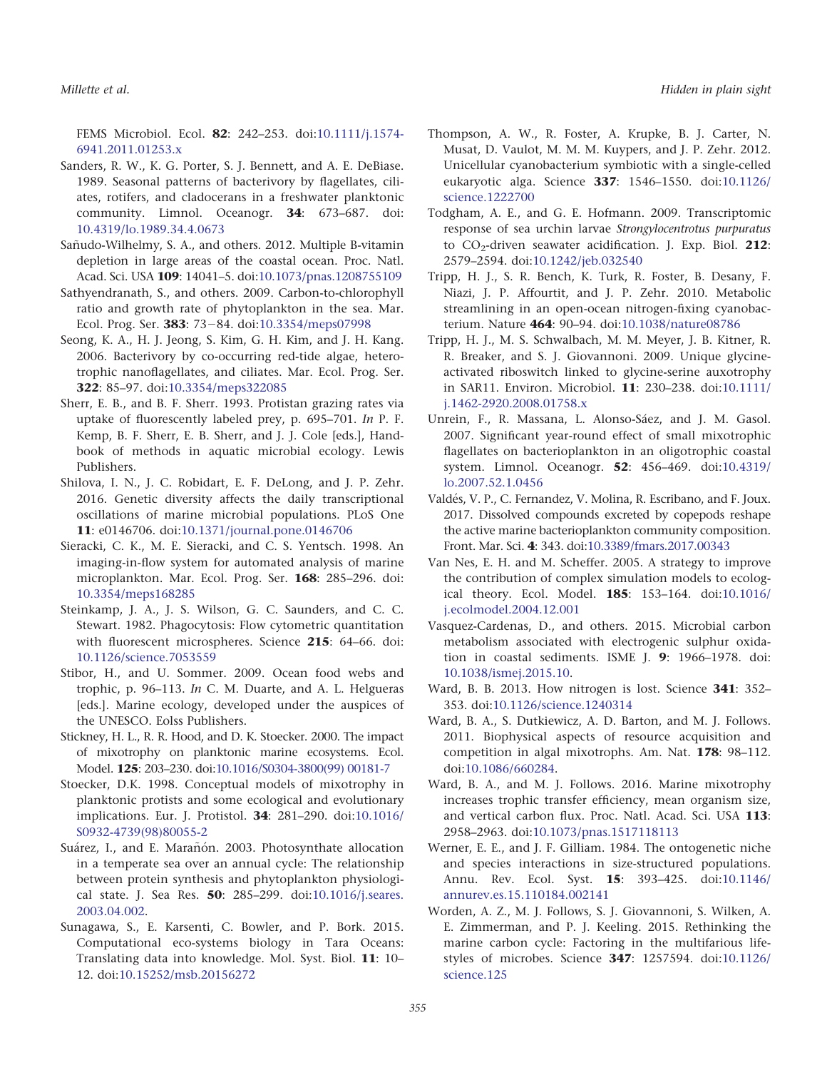FEMS Microbiol. Ecol. **82**: 242–253. doi:10.1111/j.1574-6941.2011.01253.x

Sanders, R. W., K. G. Porter, S. J. Bennett, and A. E. DeBiase. 1989. Seasonal patterns of bacterivory by flagellates, ciliates, rotifers, and cladocerans in a freshwater planktonic community. Limnol. Oceanogr. **34**: 673–687. doi:10.4319/lo.1989.34.4.0673

Sañudo-Wilhelmy, S. A., and others. 2012. Multiple B-vitamin depletion in large areas of the coastal ocean. Proc. Natl. Acad. Sci. USA **109**: 14041–5. doi:10.1073/pnas.1208755109

Sathyendranath, S., and others. 2009. Carbon-to-chlorophyll ratio and growth rate of phytoplankton in the sea. Mar. Ecol. Prog. Ser. **383**: 73−84. doi:10.3354/meps07998

Seong, K. A., H. J. Jeong, S. Kim, G. H. Kim, and J. H. Kang. 2006. Bacterivory by co-occurring red-tide algae, heterotrophic nanoflagellates, and ciliates. Mar. Ecol. Prog. Ser. **322**: 85–97. doi:10.3354/meps322085

Sherr, E. B., and B. F. Sherr. 1993. Protistan grazing rates via uptake of fluorescently labeled prey, p. 695–701. *In* P. F. Kemp, B. F. Sherr, E. B. Sherr, and J. J. Cole [eds.], Handbook of methods in aquatic microbial ecology. Lewis Publishers.

Shilova, I. N., J. C. Robidart, E. F. DeLong, and J. P. Zehr. 2016. Genetic diversity affects the daily transcriptional oscillations of marine microbial populations. PLoS One **11**: e0146706. doi:10.1371/journal.pone.0146706

Sieracki, C. K., M. E. Sieracki, and C. S. Yentsch. 1998. An imaging-in-flow system for automated analysis of marine microplankton. Mar. Ecol. Prog. Ser. **168**: 285–296. doi:10.3354/meps168285

Steinkamp, J. A., J. S. Wilson, G. C. Saunders, and C. C. Stewart. 1982. Phagocytosis: Flow cytometric quantitation with fluorescent microspheres. Science **215**: 64–66. doi:10.1126/science.7053559

Stibor, H., and U. Sommer. 2009. Ocean food webs and trophic, p. 96–113. *In* C. M. Duarte, and A. L. Helgueras [eds.]. Marine ecology, developed under the auspices of the UNESCO. Eolss Publishers.

Stickney, H. L., R. R. Hood, and D. K. Stoecker. 2000. The impact of mixotrophy on planktonic marine ecosystems. Ecol. Model. **125**: 203–230. doi:10.1016/S0304-3800(99) 00181-7

Stoecker, D.K. 1998. Conceptual models of mixotrophy in planktonic protists and some ecological and evolutionary implications. Eur. J. Protistol. **34**: 281–290. doi:10.1016/S0932-4739(98)80055-2

Suárez, I., and E. Marañón. 2003. Photosynthate allocation in a temperate sea over an annual cycle: The relationship between protein synthesis and phytoplankton physiological state. J. Sea Res. **50**: 285–299. doi:10.1016/j.seares.2003.04.002.

Sunagawa, S., E. Karsenti, C. Bowler, and P. Bork. 2015. Computational eco-systems biology in Tara Oceans: Translating data into knowledge. Mol. Syst. Biol. **11**: 10–12. doi:10.15252/msb.20156272

Thompson, A. W., R. Foster, A. Krupke, B. J. Carter, N. Musat, D. Vaulot, M. M. M. Kuypers, and J. P. Zehr. 2012. Unicellular cyanobacterium symbiotic with a single-celled eukaryotic alga. Science **337**: 1546–1550. doi:10.1126/science.1222700

Todgham, A. E., and G. E. Hofmann. 2009. Transcriptomic response of sea urchin larvae *Strongylocentrotus purpuratus* to $CO_2$-driven seawater acidification. J. Exp. Biol. **212**: 2579–2594. doi:10.1242/jeb.032540

Tripp, H. J., S. R. Bench, K. Turk, R. Foster, B. Desany, F. Niazi, J. P. Affourtit, and J. P. Zehr. 2010. Metabolic streamlining in an open-ocean nitrogen-fixing cyanobacterium. Nature **464**: 90–94. doi:10.1038/nature08786

Tripp, H. J., M. S. Schwalbach, M. M. Meyer, J. B. Kitner, R. R. Breaker, and S. J. Giovannoni. 2009. Unique glycine-activated riboswitch linked to glycine-serine auxotrophy in SAR11. Environ. Microbiol. **11**: 230–238. doi:10.1111/j.1462-2920.2008.01758.x

Unrein, F., R. Massana, L. Alonso-Sáez, and J. M. Gasol. 2007. Significant year-round effect of small mixotrophic flagellates on bacterioplankton in an oligotrophic coastal system. Limnol. Oceanogr. **52**: 456–469. doi:10.4319/lo.2007.52.1.0456

Valdés, V. P., C. Fernandez, V. Molina, R. Escribano, and F. Joux. 2017. Dissolved compounds excreted by copepods reshape the active marine bacterioplankton community composition. Front. Mar. Sci. **4**: 343. doi:10.3389/fmars.2017.00343

Van Nes, E. H. and M. Scheffer. 2005. A strategy to improve the contribution of complex simulation models to ecological theory. Ecol. Model. **185**: 153–164. doi:10.1016/j.ecolmodel.2004.12.001

Vasquez-Cardenas, D., and others. 2015. Microbial carbon metabolism associated with electrogenic sulphur oxidation in coastal sediments. ISME J. **9**: 1966–1978. doi:10.1038/ismej.2015.10.

Ward, B. B. 2013. How nitrogen is lost. Science **341**: 352–353. doi:10.1126/science.1240314

Ward, B. A., S. Dutkiewicz, A. D. Barton, and M. J. Follows. 2011. Biophysical aspects of resource acquisition and competition in algal mixotrophs. Am. Nat. **178**: 98–112. doi:10.1086/660284.

Ward, B. A., and M. J. Follows. 2016. Marine mixotrophy increases trophic transfer efficiency, mean organism size, and vertical carbon flux. Proc. Natl. Acad. Sci. USA **113**: 2958–2963. doi:10.1073/pnas.1517118113

Werner, E. E., and J. F. Gilliam. 1984. The ontogenetic niche and species interactions in size-structured populations. Annu. Rev. Ecol. Syst. **15**: 393–425. doi:10.1146/annurev.es.15.110184.002141

Worden, A. Z., M. J. Follows, S. J. Giovannoni, S. Wilken, A. E. Zimmerman, and P. J. Keeling. 2015. Rethinking the marine carbon cycle: Factoring in the multifarious lifestyles of microbes. Science **347**: 1257594. doi:10.1126/science.125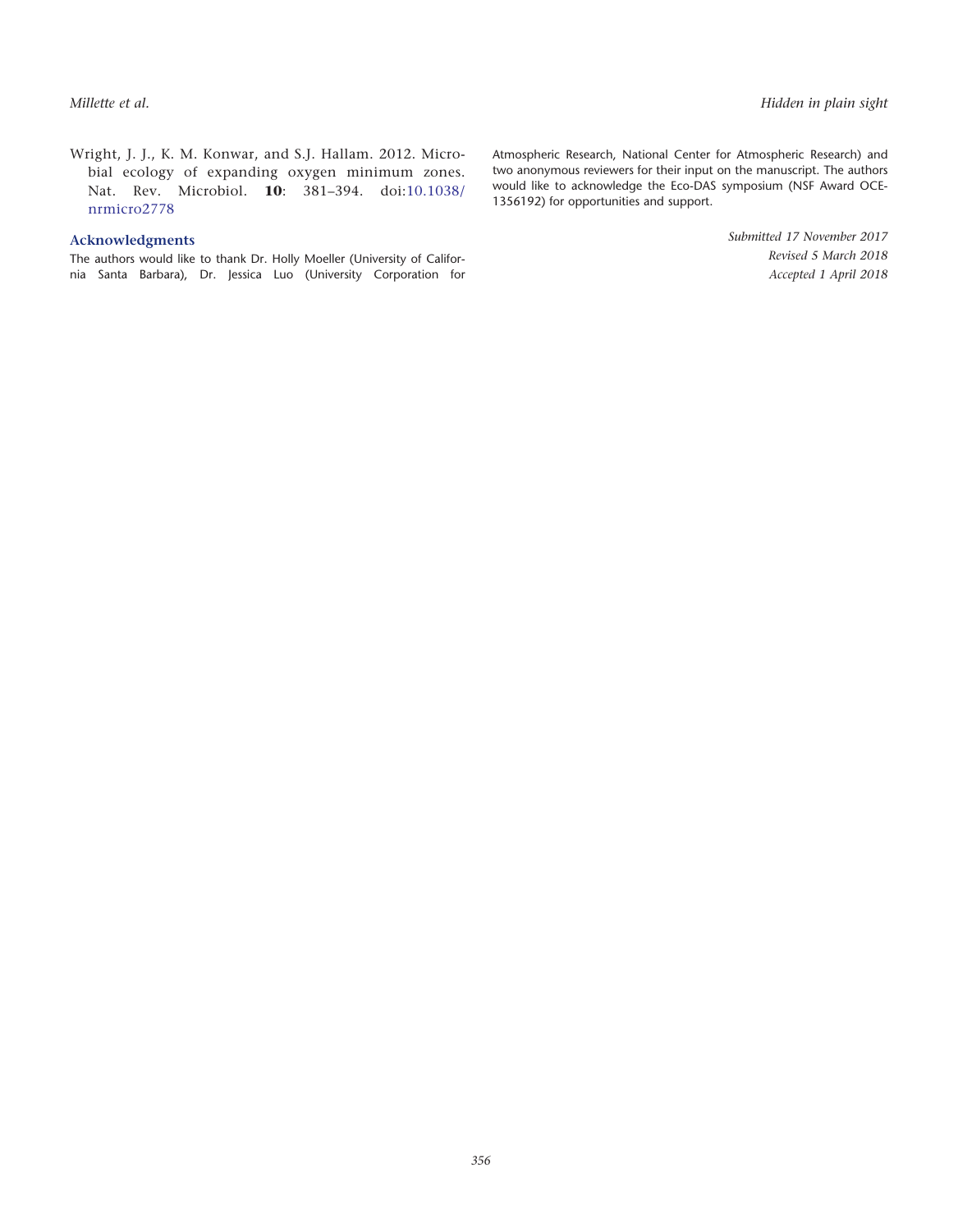Wright, J. J., K. M. Konwar, and S.J. Hallam. 2012. Microbial ecology of expanding oxygen minimum zones. Nat. Rev. Microbiol. **10**: 381–394. doi:10.1038/nrmicro2778

## Acknowledgments

The authors would like to thank Dr. Holly Moeller (University of California Santa Barbara), Dr. Jessica Luo (University Corporation for Atmospheric Research, National Center for Atmospheric Research) and two anonymous reviewers for their input on the manuscript. The authors would like to acknowledge the Eco-DAS symposium (NSF Award OCE-1356192) for opportunities and support.

*Submitted 17 November 2017*
*Revised 5 March 2018*
*Accepted 1 April 2018*